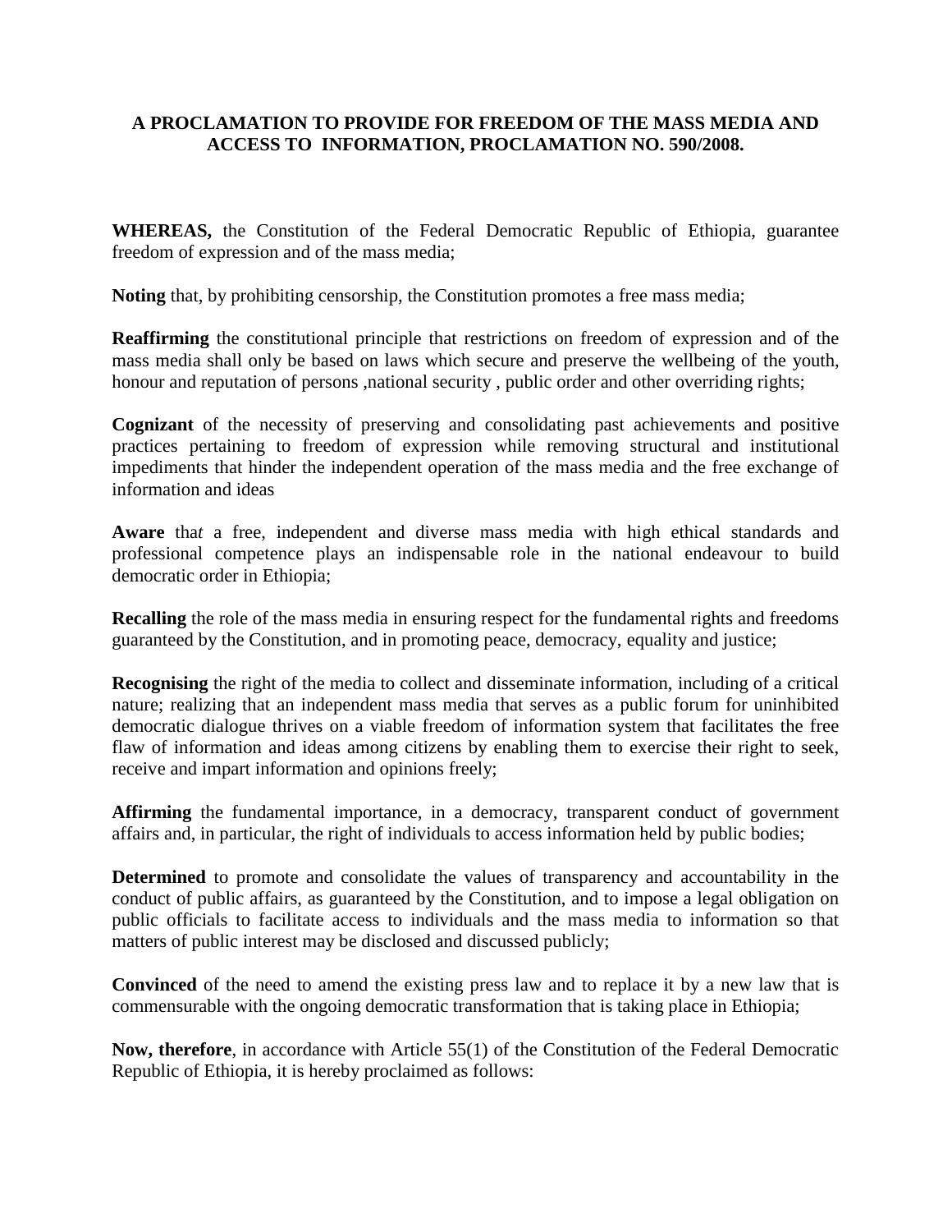**A PROCLAMATION TO PROVIDE FOR FREEDOM OF THE MASS MEDIA AND ACCESS TO INFORMATION, PROCLAMATION NO. 590/2008.**

**WHEREAS,** the Constitution of the Federal Democratic Republic of Ethiopia, guarantee freedom of expression and of the mass media;

**Noting** that, by prohibiting censorship, the Constitution promotes a free mass media;

**Reaffirming** the constitutional principle that restrictions on freedom of expression and of the mass media shall only be based on laws which secure and preserve the wellbeing of the youth, honour and reputation of persons ,national security , public order and other overriding rights;

**Cognizant** of the necessity of preserving and consolidating past achievements and positive practices pertaining to freedom of expression while removing structural and institutional impediments that hinder the independent operation of the mass media and the free exchange of information and ideas

**Aware** tha*t* a free, independent and diverse mass media with high ethical standards and professional competence plays an indispensable role in the national endeavour to build democratic order in Ethiopia;

**Recalling** the role of the mass media in ensuring respect for the fundamental rights and freedoms guaranteed by the Constitution, and in promoting peace, democracy, equality and justice;

**Recognising** the right of the media to collect and disseminate information, including of a critical nature; realizing that an independent mass media that serves as a public forum for uninhibited democratic dialogue thrives on a viable freedom of information system that facilitates the free flaw of information and ideas among citizens by enabling them to exercise their right to seek, receive and impart information and opinions freely;

**Affirming** the fundamental importance, in a democracy, transparent conduct of government affairs and, in particular, the right of individuals to access information held by public bodies;

**Determined** to promote and consolidate the values of transparency and accountability in the conduct of public affairs, as guaranteed by the Constitution, and to impose a legal obligation on public officials to facilitate access to individuals and the mass media to information so that matters of public interest may be disclosed and discussed publicly;

**Convinced** of the need to amend the existing press law and to replace it by a new law that is commensurable with the ongoing democratic transformation that is taking place in Ethiopia;

**Now, therefore**, in accordance with Article 55(1) of the Constitution of the Federal Democratic Republic of Ethiopia, it is hereby proclaimed as follows: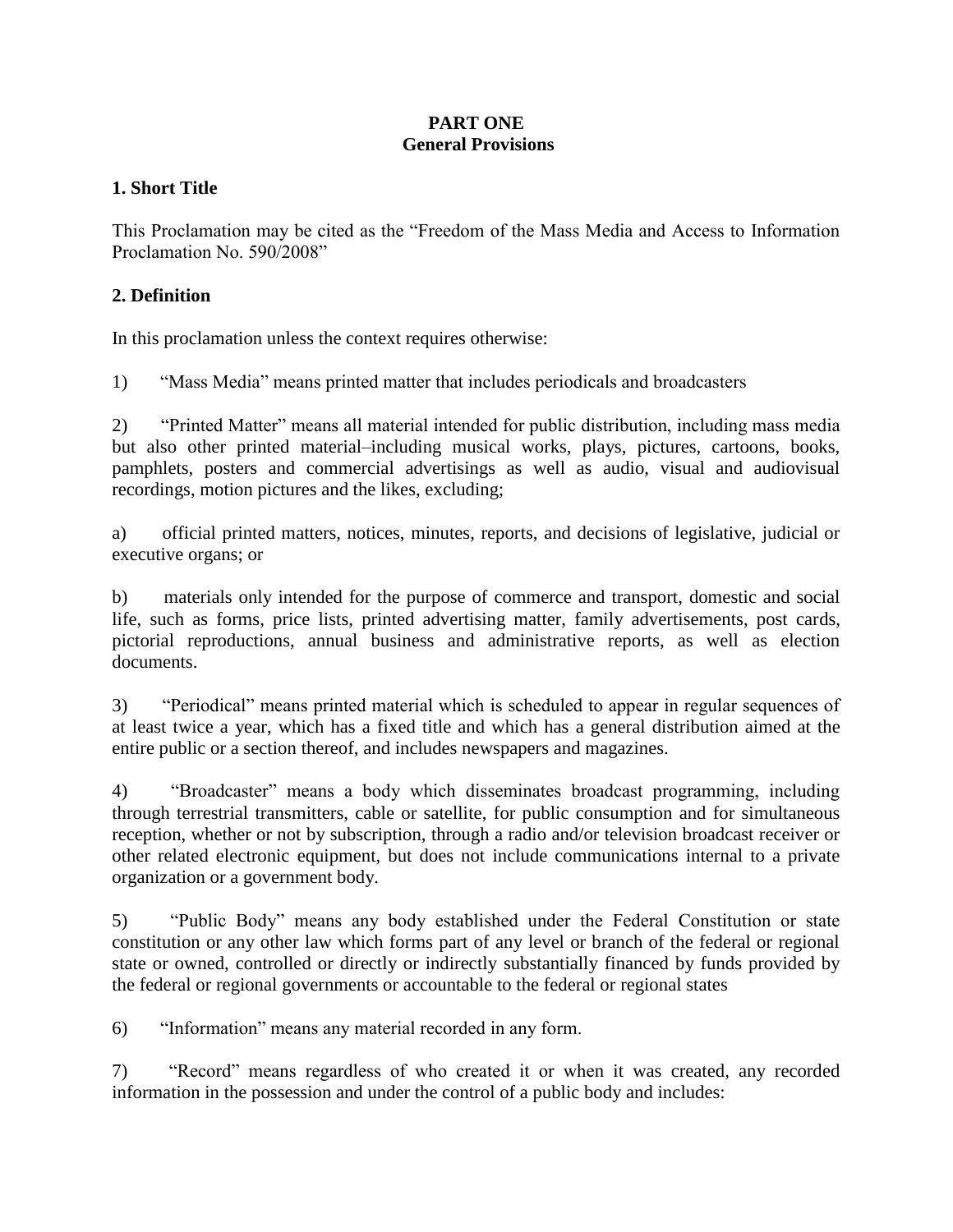**PART ONE**
**General Provisions**

### 1. Short Title

This Proclamation may be cited as the "Freedom of the Mass Media and Access to Information Proclamation No. 590/2008"

### 2. Definition

In this proclamation unless the context requires otherwise:

1) "Mass Media" means printed matter that includes periodicals and broadcasters

2) "Printed Matter" means all material intended for public distribution, including mass media but also other printed material–including musical works, plays, pictures, cartoons, books, pamphlets, posters and commercial advertisings as well as audio, visual and audiovisual recordings, motion pictures and the likes, excluding;

a) official printed matters, notices, minutes, reports, and decisions of legislative, judicial or executive organs; or

b) materials only intended for the purpose of commerce and transport, domestic and social life, such as forms, price lists, printed advertising matter, family advertisements, post cards, pictorial reproductions, annual business and administrative reports, as well as election documents.

3) "Periodical" means printed material which is scheduled to appear in regular sequences of at least twice a year, which has a fixed title and which has a general distribution aimed at the entire public or a section thereof, and includes newspapers and magazines.

4) "Broadcaster" means a body which disseminates broadcast programming, including through terrestrial transmitters, cable or satellite, for public consumption and for simultaneous reception, whether or not by subscription, through a radio and/or television broadcast receiver or other related electronic equipment, but does not include communications internal to a private organization or a government body.

5) "Public Body" means any body established under the Federal Constitution or state constitution or any other law which forms part of any level or branch of the federal or regional state or owned, controlled or directly or indirectly substantially financed by funds provided by the federal or regional governments or accountable to the federal or regional states

6) "Information" means any material recorded in any form.

7) "Record" means regardless of who created it or when it was created, any recorded information in the possession and under the control of a public body and includes: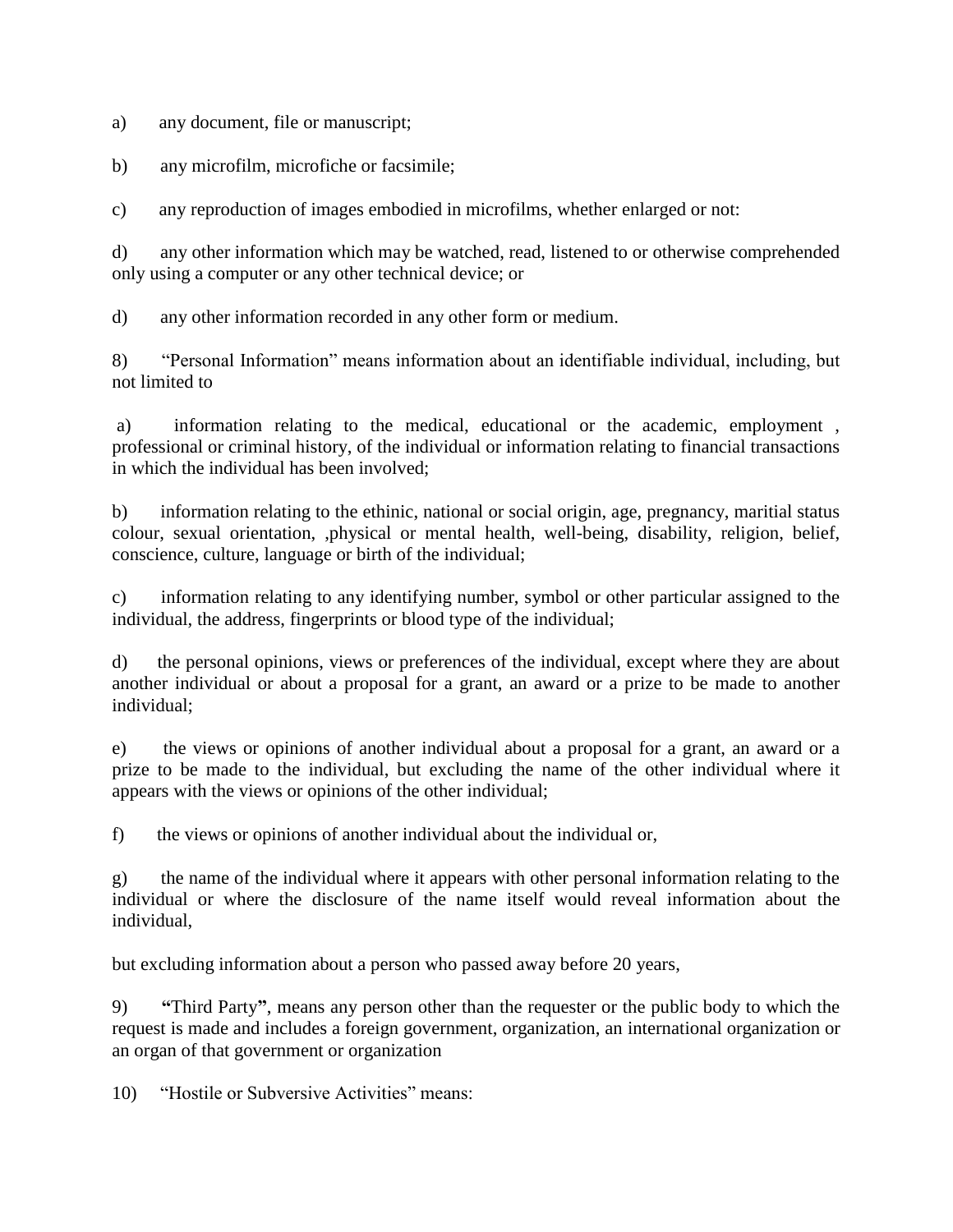a) any document, file or manuscript;

b) any microfilm, microfiche or facsimile;

c) any reproduction of images embodied in microfilms, whether enlarged or not:

d) any other information which may be watched, read, listened to or otherwise comprehended only using a computer or any other technical device; or

d) any other information recorded in any other form or medium.

8) "Personal Information" means information about an identifiable individual, including, but not limited to

a) information relating to the medical, educational or the academic, employment , professional or criminal history, of the individual or information relating to financial transactions in which the individual has been involved;

b) information relating to the ethinic, national or social origin, age, pregnancy, maritial status colour, sexual orientation, ,physical or mental health, well-being, disability, religion, belief, conscience, culture, language or birth of the individual;

c) information relating to any identifying number, symbol or other particular assigned to the individual, the address, fingerprints or blood type of the individual;

d) the personal opinions, views or preferences of the individual, except where they are about another individual or about a proposal for a grant, an award or a prize to be made to another individual;

e) the views or opinions of another individual about a proposal for a grant, an award or a prize to be made to the individual, but excluding the name of the other individual where it appears with the views or opinions of the other individual;

f) the views or opinions of another individual about the individual or,

g) the name of the individual where it appears with other personal information relating to the individual or where the disclosure of the name itself would reveal information about the individual,

but excluding information about a person who passed away before 20 years,

9) **"**Third Party**"**, means any person other than the requester or the public body to which the request is made and includes a foreign government, organization, an international organization or an organ of that government or organization

10) "Hostile or Subversive Activities" means: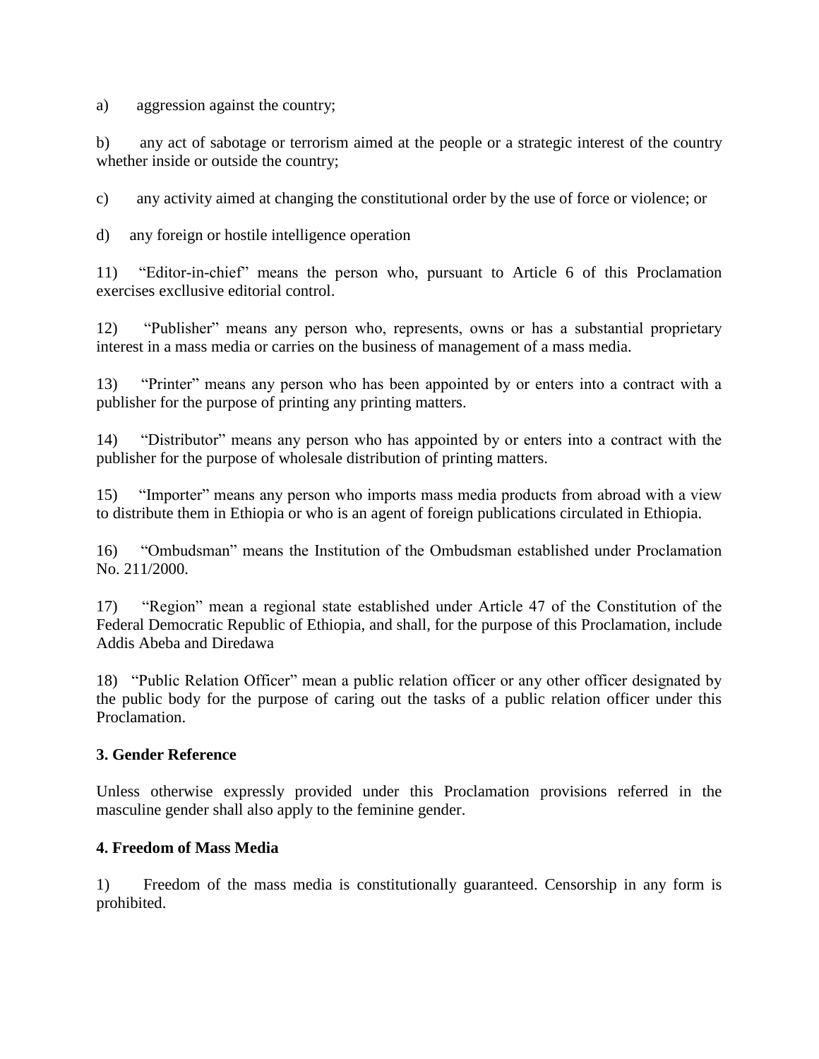a) aggression against the country;

b) any act of sabotage or terrorism aimed at the people or a strategic interest of the country whether inside or outside the country;

c) any activity aimed at changing the constitutional order by the use of force or violence; or

d) any foreign or hostile intelligence operation

11) "Editor-in-chief" means the person who, pursuant to Article 6 of this Proclamation exercises excllusive editorial control.

12) "Publisher" means any person who, represents, owns or has a substantial proprietary interest in a mass media or carries on the business of management of a mass media.

13) "Printer" means any person who has been appointed by or enters into a contract with a publisher for the purpose of printing any printing matters.

14) "Distributor" means any person who has appointed by or enters into a contract with the publisher for the purpose of wholesale distribution of printing matters.

15) "Importer" means any person who imports mass media products from abroad with a view to distribute them in Ethiopia or who is an agent of foreign publications circulated in Ethiopia.

16) "Ombudsman" means the Institution of the Ombudsman established under Proclamation No. 211/2000.

17) "Region" mean a regional state established under Article 47 of the Constitution of the Federal Democratic Republic of Ethiopia, and shall, for the purpose of this Proclamation, include Addis Abeba and Diredawa

18) "Public Relation Officer" mean a public relation officer or any other officer designated by the public body for the purpose of caring out the tasks of a public relation officer under this Proclamation.

**3. Gender Reference**

Unless otherwise expressly provided under this Proclamation provisions referred in the masculine gender shall also apply to the feminine gender.

**4. Freedom of Mass Media**

1) Freedom of the mass media is constitutionally guaranteed. Censorship in any form is prohibited.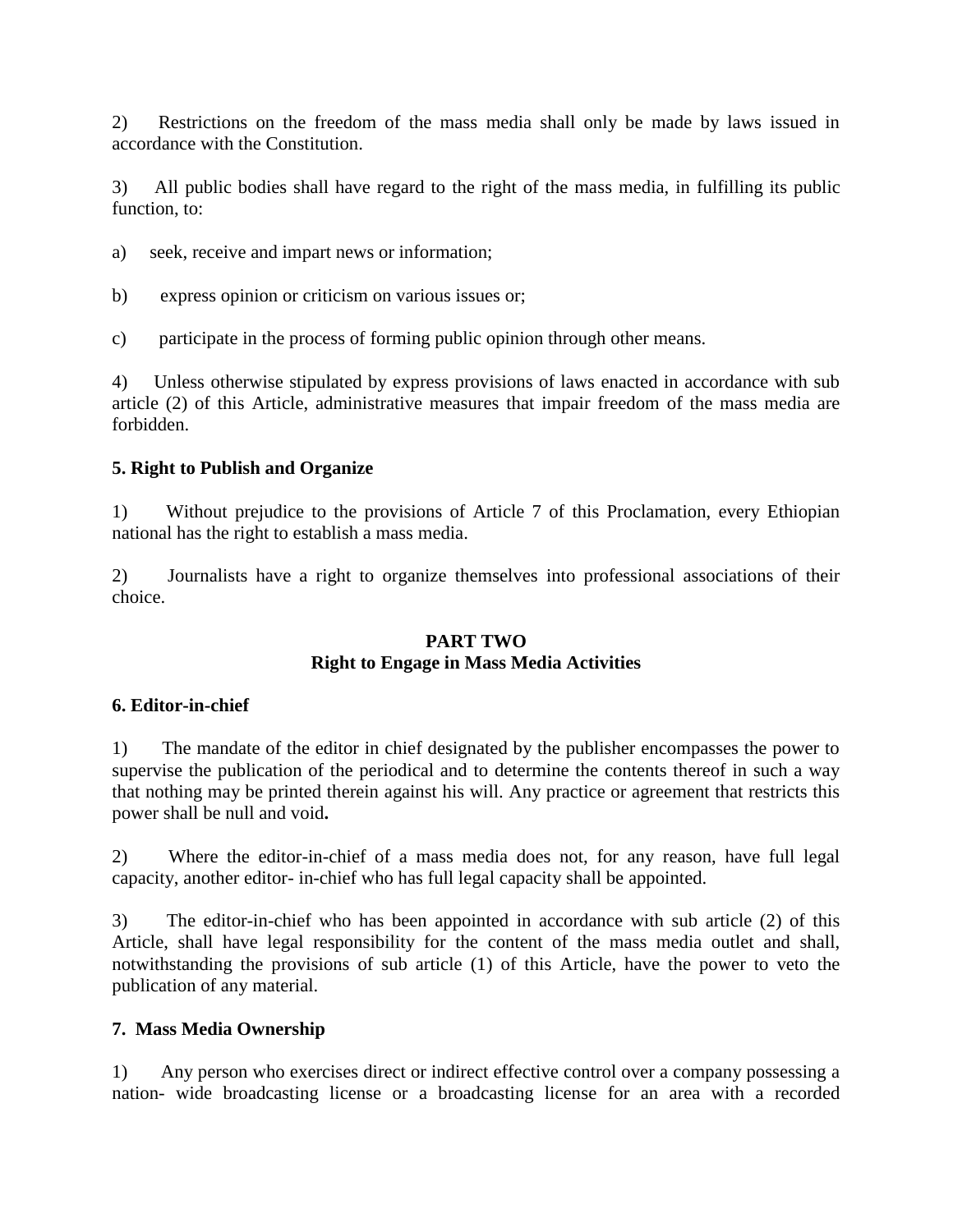2) Restrictions on the freedom of the mass media shall only be made by laws issued in accordance with the Constitution.

3) All public bodies shall have regard to the right of the mass media, in fulfilling its public function, to:

a) seek, receive and impart news or information;

b) express opinion or criticism on various issues or;

c) participate in the process of forming public opinion through other means.

4) Unless otherwise stipulated by express provisions of laws enacted in accordance with sub article (2) of this Article, administrative measures that impair freedom of the mass media are forbidden.

**5. Right to Publish and Organize**

1) Without prejudice to the provisions of Article 7 of this Proclamation, every Ethiopian national has the right to establish a mass media.

2) Journalists have a right to organize themselves into professional associations of their choice.

## PART TWO
## Right to Engage in Mass Media Activities

**6. Editor-in-chief**

1) The mandate of the editor in chief designated by the publisher encompasses the power to supervise the publication of the periodical and to determine the contents thereof in such a way that nothing may be printed therein against his will. Any practice or agreement that restricts this power shall be null and void**.**

2) Where the editor-in-chief of a mass media does not, for any reason, have full legal capacity, another editor- in-chief who has full legal capacity shall be appointed.

3) The editor-in-chief who has been appointed in accordance with sub article (2) of this Article, shall have legal responsibility for the content of the mass media outlet and shall, notwithstanding the provisions of sub article (1) of this Article, have the power to veto the publication of any material.

**7. Mass Media Ownership**

1) Any person who exercises direct or indirect effective control over a company possessing a nation- wide broadcasting license or a broadcasting license for an area with a recorded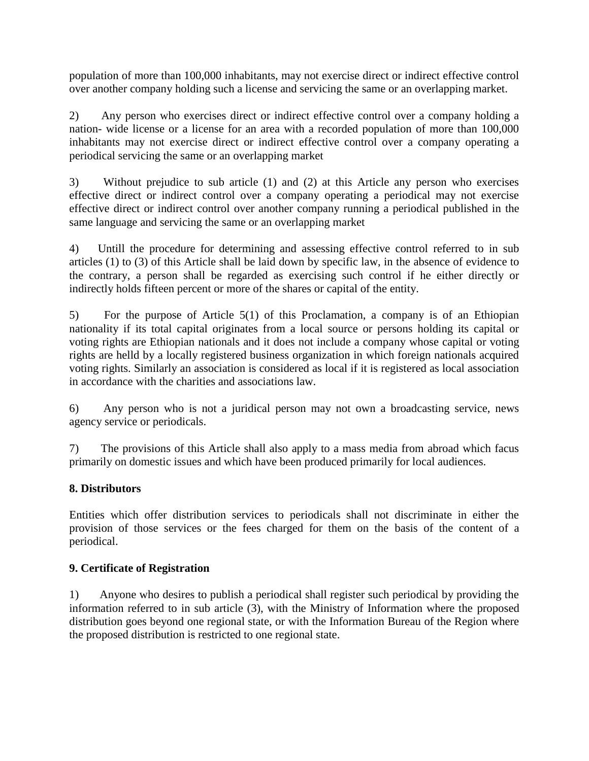population of more than 100,000 inhabitants, may not exercise direct or indirect effective control over another company holding such a license and servicing the same or an overlapping market.

2) Any person who exercises direct or indirect effective control over a company holding a nation- wide license or a license for an area with a recorded population of more than 100,000 inhabitants may not exercise direct or indirect effective control over a company operating a periodical servicing the same or an overlapping market

3) Without prejudice to sub article (1) and (2) at this Article any person who exercises effective direct or indirect control over a company operating a periodical may not exercise effective direct or indirect control over another company running a periodical published in the same language and servicing the same or an overlapping market

4) Untill the procedure for determining and assessing effective control referred to in sub articles (1) to (3) of this Article shall be laid down by specific law, in the absence of evidence to the contrary, a person shall be regarded as exercising such control if he either directly or indirectly holds fifteen percent or more of the shares or capital of the entity.

5) For the purpose of Article 5(1) of this Proclamation, a company is of an Ethiopian nationality if its total capital originates from a local source or persons holding its capital or voting rights are Ethiopian nationals and it does not include a company whose capital or voting rights are helld by a locally registered business organization in which foreign nationals acquired voting rights. Similarly an association is considered as local if it is registered as local association in accordance with the charities and associations law.

6) Any person who is not a juridical person may not own a broadcasting service, news agency service or periodicals.

7) The provisions of this Article shall also apply to a mass media from abroad which facus primarily on domestic issues and which have been produced primarily for local audiences.

**8. Distributors**

Entities which offer distribution services to periodicals shall not discriminate in either the provision of those services or the fees charged for them on the basis of the content of a periodical.

**9. Certificate of Registration**

1) Anyone who desires to publish a periodical shall register such periodical by providing the information referred to in sub article (3), with the Ministry of Information where the proposed distribution goes beyond one regional state, or with the Information Bureau of the Region where the proposed distribution is restricted to one regional state.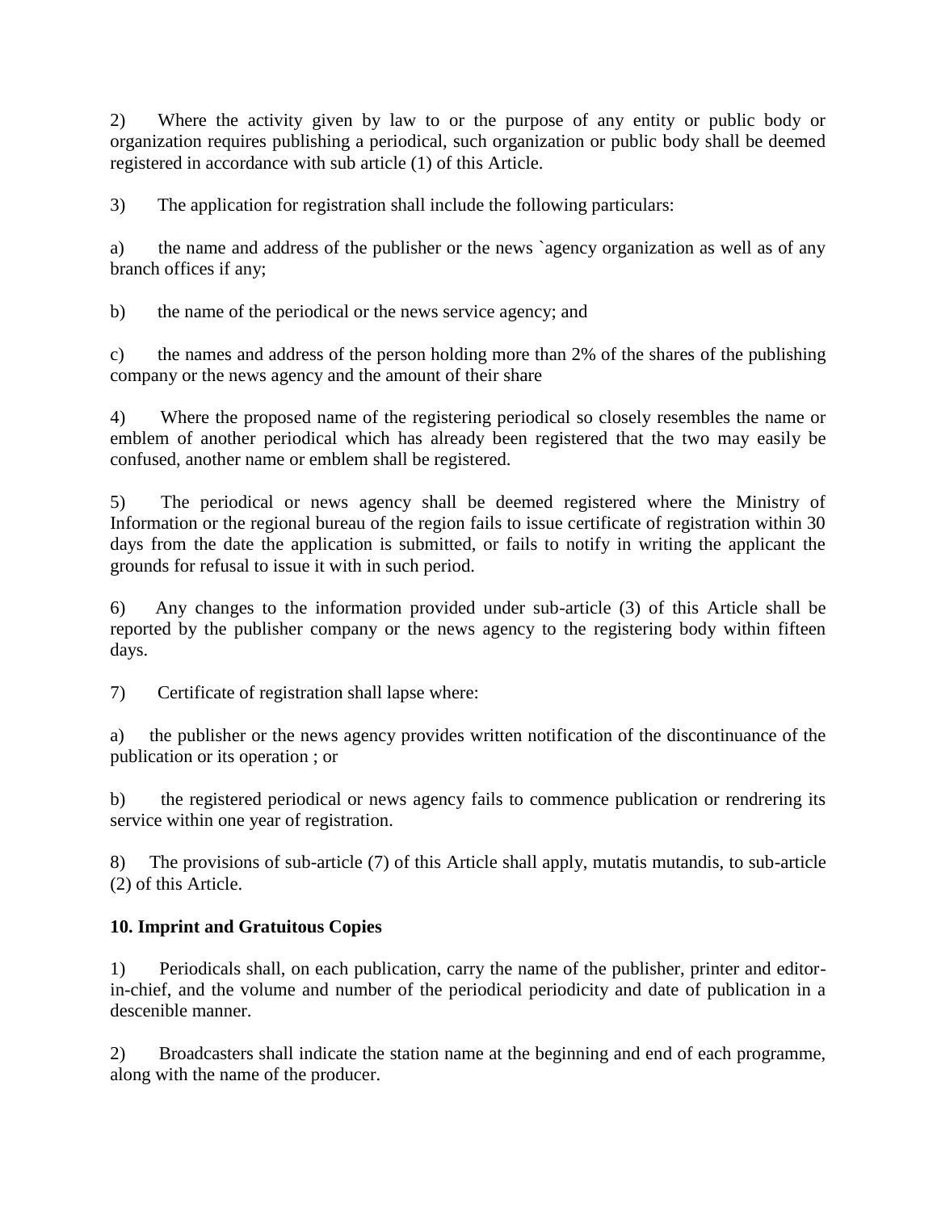2) Where the activity given by law to or the purpose of any entity or public body or organization requires publishing a periodical, such organization or public body shall be deemed registered in accordance with sub article (1) of this Article.

3) The application for registration shall include the following particulars:

a) the name and address of the publisher or the news `agency organization as well as of any branch offices if any;

b) the name of the periodical or the news service agency; and

c) the names and address of the person holding more than 2% of the shares of the publishing company or the news agency and the amount of their share

4) Where the proposed name of the registering periodical so closely resembles the name or emblem of another periodical which has already been registered that the two may easily be confused, another name or emblem shall be registered.

5) The periodical or news agency shall be deemed registered where the Ministry of Information or the regional bureau of the region fails to issue certificate of registration within 30 days from the date the application is submitted, or fails to notify in writing the applicant the grounds for refusal to issue it with in such period.

6) Any changes to the information provided under sub-article (3) of this Article shall be reported by the publisher company or the news agency to the registering body within fifteen days.

7) Certificate of registration shall lapse where:

a) the publisher or the news agency provides written notification of the discontinuance of the publication or its operation ; or

b) the registered periodical or news agency fails to commence publication or rendrering its service within one year of registration.

8) The provisions of sub-article (7) of this Article shall apply, mutatis mutandis, to sub-article (2) of this Article.

**10. Imprint and Gratuitous Copies**

1) Periodicals shall, on each publication, carry the name of the publisher, printer and editor-in-chief, and the volume and number of the periodical periodicity and date of publication in a descenible manner.

2) Broadcasters shall indicate the station name at the beginning and end of each programme, along with the name of the producer.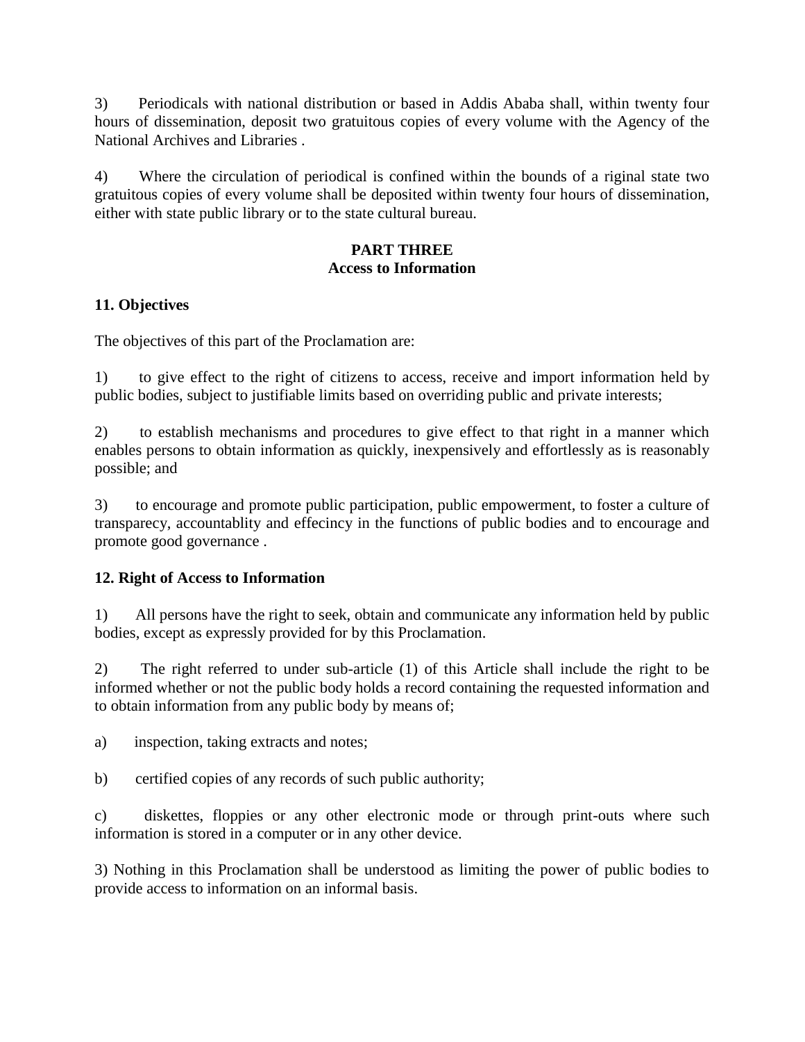3) Periodicals with national distribution or based in Addis Ababa shall, within twenty four hours of dissemination, deposit two gratuitous copies of every volume with the Agency of the National Archives and Libraries .

4) Where the circulation of periodical is confined within the bounds of a riginal state two gratuitous copies of every volume shall be deposited within twenty four hours of dissemination, either with state public library or to the state cultural bureau.

## PART THREE
## Access to Information

### 11. Objectives

The objectives of this part of the Proclamation are:

1) to give effect to the right of citizens to access, receive and import information held by public bodies, subject to justifiable limits based on overriding public and private interests;

2) to establish mechanisms and procedures to give effect to that right in a manner which enables persons to obtain information as quickly, inexpensively and effortlessly as is reasonably possible; and

3) to encourage and promote public participation, public empowerment, to foster a culture of transparecy, accountablity and effecincy in the functions of public bodies and to encourage and promote good governance .

### 12. Right of Access to Information

1) All persons have the right to seek, obtain and communicate any information held by public bodies, except as expressly provided for by this Proclamation.

2) The right referred to under sub-article (1) of this Article shall include the right to be informed whether or not the public body holds a record containing the requested information and to obtain information from any public body by means of;

a) inspection, taking extracts and notes;

b) certified copies of any records of such public authority;

c) diskettes, floppies or any other electronic mode or through print-outs where such information is stored in a computer or in any other device.

3) Nothing in this Proclamation shall be understood as limiting the power of public bodies to provide access to information on an informal basis.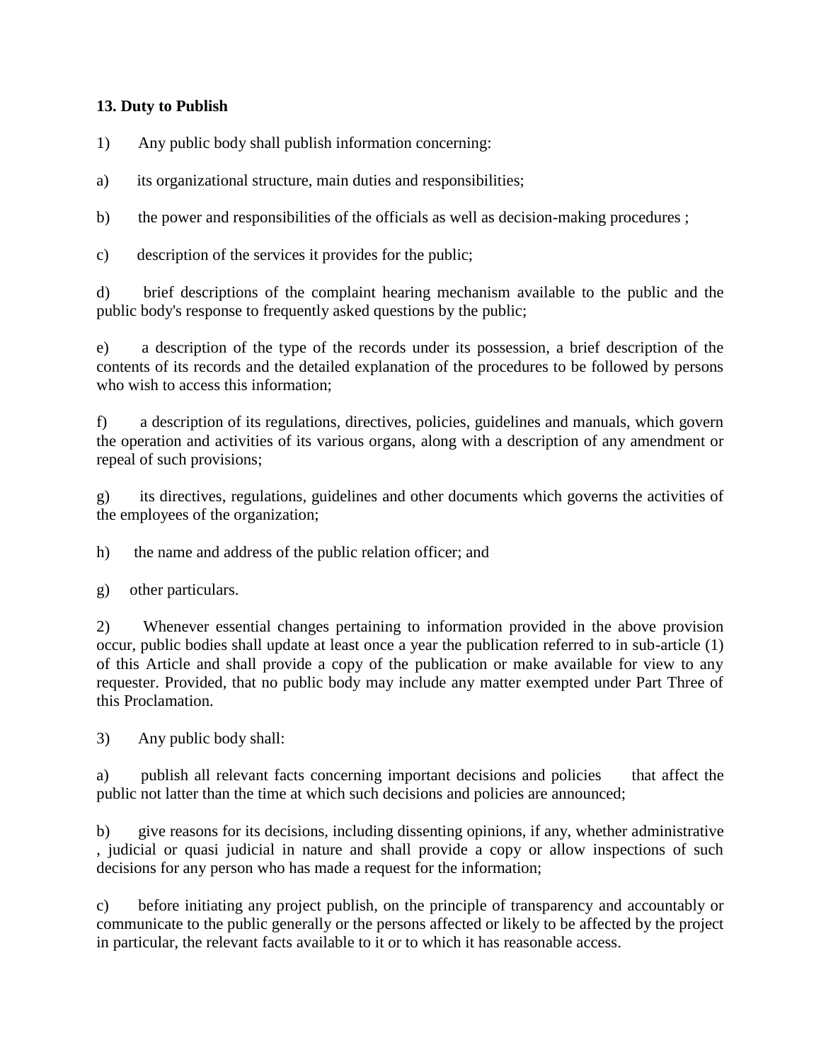**13. Duty to Publish**

1) Any public body shall publish information concerning:

a) its organizational structure, main duties and responsibilities;

b) the power and responsibilities of the officials as well as decision-making procedures ;

c) description of the services it provides for the public;

d) brief descriptions of the complaint hearing mechanism available to the public and the public body's response to frequently asked questions by the public;

e) a description of the type of the records under its possession, a brief description of the contents of its records and the detailed explanation of the procedures to be followed by persons who wish to access this information;

f) a description of its regulations, directives, policies, guidelines and manuals, which govern the operation and activities of its various organs, along with a description of any amendment or repeal of such provisions;

g) its directives, regulations, guidelines and other documents which governs the activities of the employees of the organization;

h) the name and address of the public relation officer; and

g) other particulars.

2) Whenever essential changes pertaining to information provided in the above provision occur, public bodies shall update at least once a year the publication referred to in sub-article (1) of this Article and shall provide a copy of the publication or make available for view to any requester. Provided, that no public body may include any matter exempted under Part Three of this Proclamation.

3) Any public body shall:

a) publish all relevant facts concerning important decisions and policies that affect the public not latter than the time at which such decisions and policies are announced;

b) give reasons for its decisions, including dissenting opinions, if any, whether administrative , judicial or quasi judicial in nature and shall provide a copy or allow inspections of such decisions for any person who has made a request for the information;

c) before initiating any project publish, on the principle of transparency and accountably or communicate to the public generally or the persons affected or likely to be affected by the project in particular, the relevant facts available to it or to which it has reasonable access.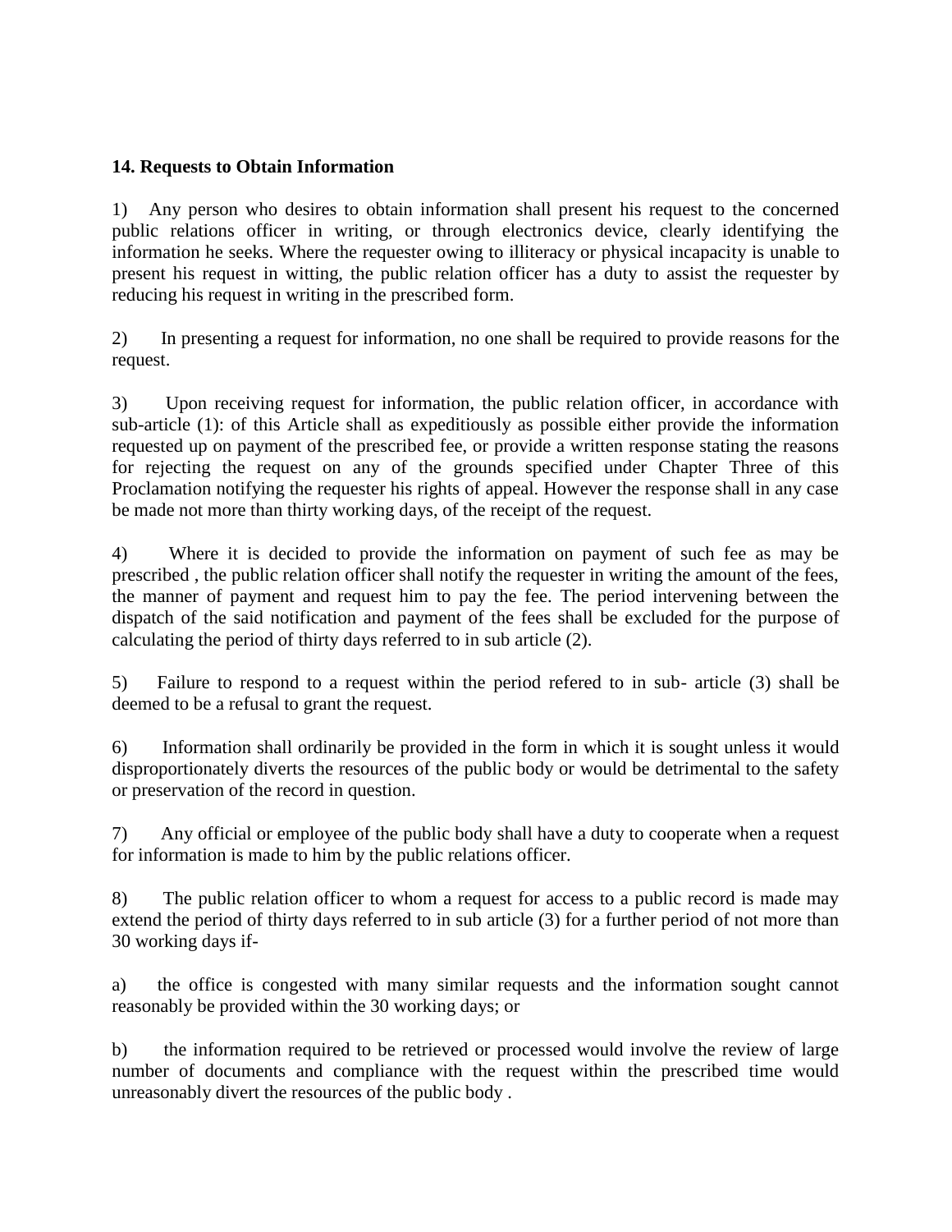**14. Requests to Obtain Information**

1) Any person who desires to obtain information shall present his request to the concerned public relations officer in writing, or through electronics device, clearly identifying the information he seeks. Where the requester owing to illiteracy or physical incapacity is unable to present his request in witting, the public relation officer has a duty to assist the requester by reducing his request in writing in the prescribed form.

2) In presenting a request for information, no one shall be required to provide reasons for the request.

3) Upon receiving request for information, the public relation officer, in accordance with sub-article (1): of this Article shall as expeditiously as possible either provide the information requested up on payment of the prescribed fee, or provide a written response stating the reasons for rejecting the request on any of the grounds specified under Chapter Three of this Proclamation notifying the requester his rights of appeal. However the response shall in any case be made not more than thirty working days, of the receipt of the request.

4) Where it is decided to provide the information on payment of such fee as may be prescribed , the public relation officer shall notify the requester in writing the amount of the fees, the manner of payment and request him to pay the fee. The period intervening between the dispatch of the said notification and payment of the fees shall be excluded for the purpose of calculating the period of thirty days referred to in sub article (2).

5) Failure to respond to a request within the period refered to in sub- article (3) shall be deemed to be a refusal to grant the request.

6) Information shall ordinarily be provided in the form in which it is sought unless it would disproportionately diverts the resources of the public body or would be detrimental to the safety or preservation of the record in question.

7) Any official or employee of the public body shall have a duty to cooperate when a request for information is made to him by the public relations officer.

8) The public relation officer to whom a request for access to a public record is made may extend the period of thirty days referred to in sub article (3) for a further period of not more than 30 working days if-

a) the office is congested with many similar requests and the information sought cannot reasonably be provided within the 30 working days; or

b) the information required to be retrieved or processed would involve the review of large number of documents and compliance with the request within the prescribed time would unreasonably divert the resources of the public body .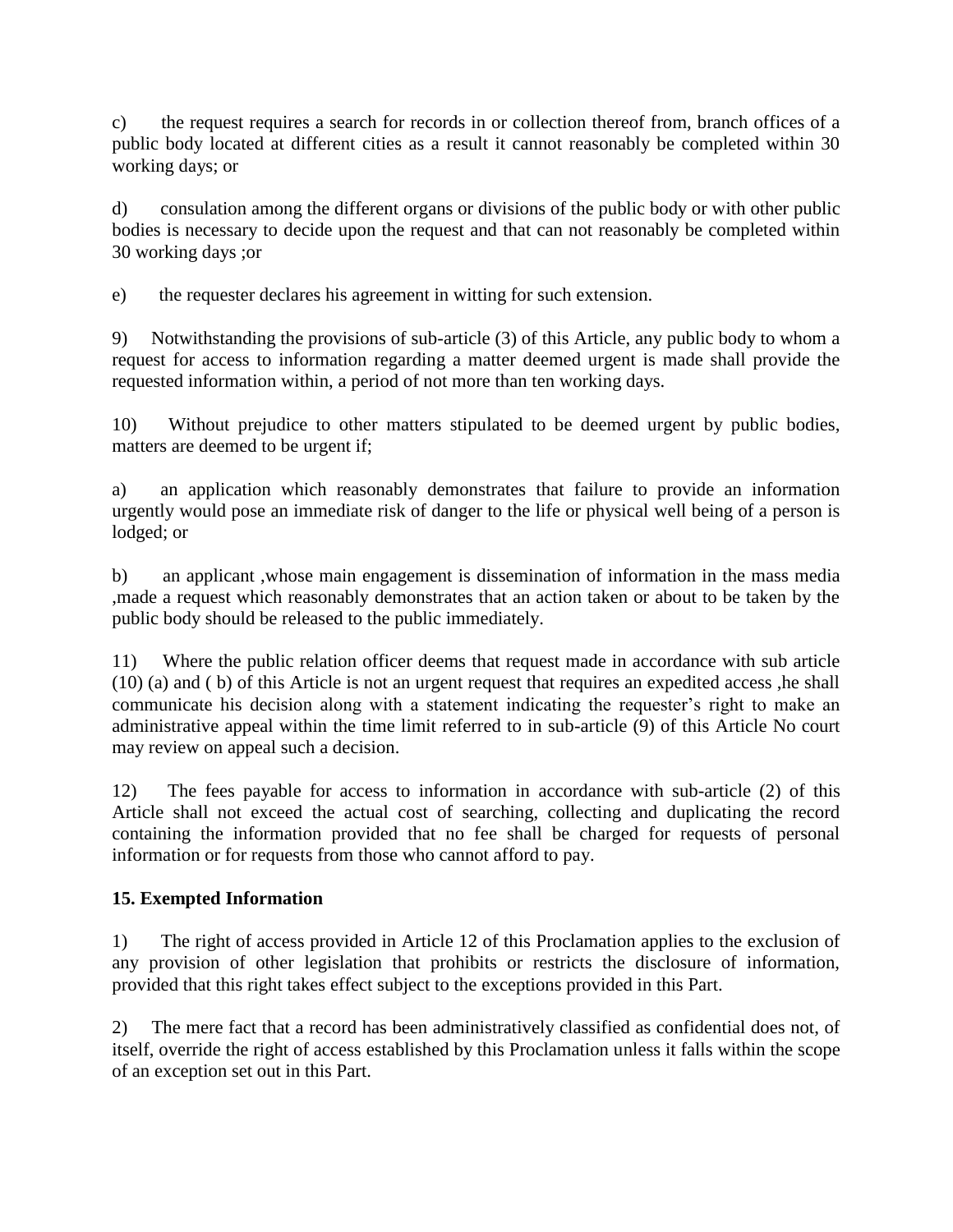c) the request requires a search for records in or collection thereof from, branch offices of a public body located at different cities as a result it cannot reasonably be completed within 30 working days; or

d) consulation among the different organs or divisions of the public body or with other public bodies is necessary to decide upon the request and that can not reasonably be completed within 30 working days ;or

e) the requester declares his agreement in witting for such extension.

9) Notwithstanding the provisions of sub-article (3) of this Article, any public body to whom a request for access to information regarding a matter deemed urgent is made shall provide the requested information within, a period of not more than ten working days.

10) Without prejudice to other matters stipulated to be deemed urgent by public bodies, matters are deemed to be urgent if;

a) an application which reasonably demonstrates that failure to provide an information urgently would pose an immediate risk of danger to the life or physical well being of a person is lodged; or

b) an applicant ,whose main engagement is dissemination of information in the mass media ,made a request which reasonably demonstrates that an action taken or about to be taken by the public body should be released to the public immediately.

11) Where the public relation officer deems that request made in accordance with sub article (10) (a) and ( b) of this Article is not an urgent request that requires an expedited access ,he shall communicate his decision along with a statement indicating the requester's right to make an administrative appeal within the time limit referred to in sub-article (9) of this Article No court may review on appeal such a decision.

12) The fees payable for access to information in accordance with sub-article (2) of this Article shall not exceed the actual cost of searching, collecting and duplicating the record containing the information provided that no fee shall be charged for requests of personal information or for requests from those who cannot afford to pay.

**15. Exempted Information**

1) The right of access provided in Article 12 of this Proclamation applies to the exclusion of any provision of other legislation that prohibits or restricts the disclosure of information, provided that this right takes effect subject to the exceptions provided in this Part.

2) The mere fact that a record has been administratively classified as confidential does not, of itself, override the right of access established by this Proclamation unless it falls within the scope of an exception set out in this Part.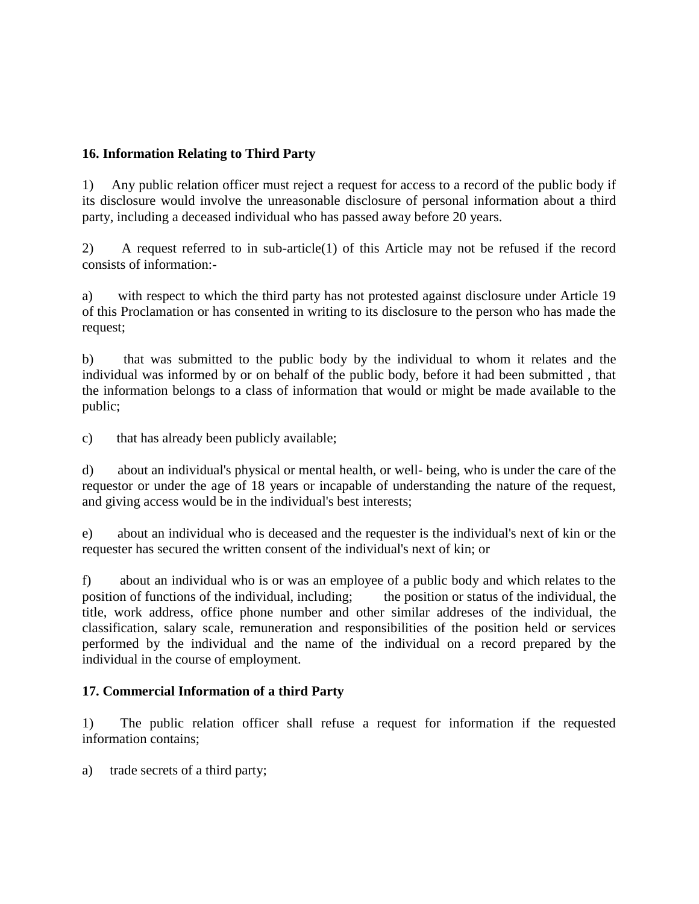**16. Information Relating to Third Party**

1) Any public relation officer must reject a request for access to a record of the public body if its disclosure would involve the unreasonable disclosure of personal information about a third party, including a deceased individual who has passed away before 20 years.

2) A request referred to in sub-article(1) of this Article may not be refused if the record consists of information:-

a) with respect to which the third party has not protested against disclosure under Article 19 of this Proclamation or has consented in writing to its disclosure to the person who has made the request;

b) that was submitted to the public body by the individual to whom it relates and the individual was informed by or on behalf of the public body, before it had been submitted , that the information belongs to a class of information that would or might be made available to the public;

c) that has already been publicly available;

d) about an individual's physical or mental health, or well- being, who is under the care of the requestor or under the age of 18 years or incapable of understanding the nature of the request, and giving access would be in the individual's best interests;

e) about an individual who is deceased and the requester is the individual's next of kin or the requester has secured the written consent of the individual's next of kin; or

f) about an individual who is or was an employee of a public body and which relates to the position of functions of the individual, including; the position or status of the individual, the title, work address, office phone number and other similar addreses of the individual, the classification, salary scale, remuneration and responsibilities of the position held or services performed by the individual and the name of the individual on a record prepared by the individual in the course of employment.

**17. Commercial Information of a third Party**

1) The public relation officer shall refuse a request for information if the requested information contains;

a) trade secrets of a third party;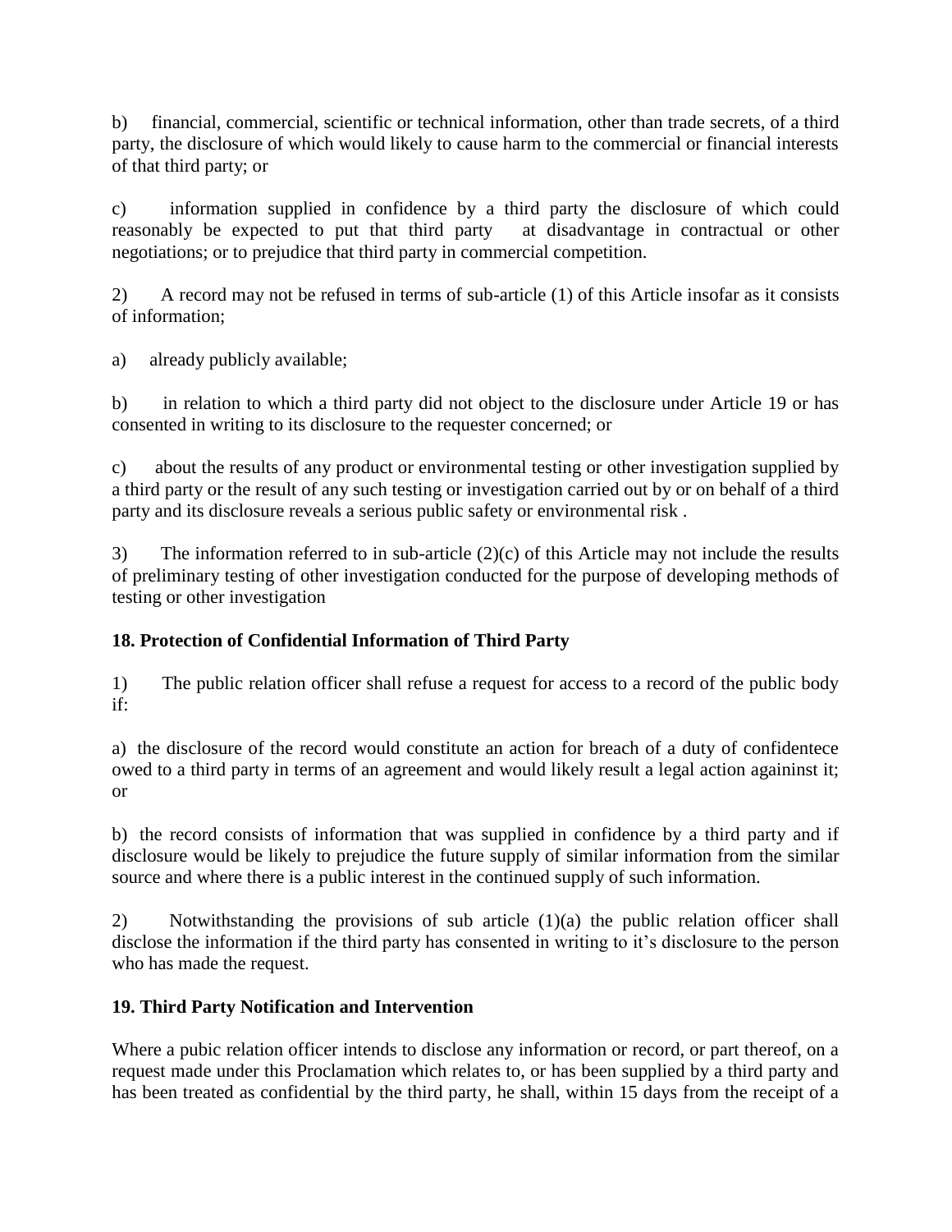b) financial, commercial, scientific or technical information, other than trade secrets, of a third party, the disclosure of which would likely to cause harm to the commercial or financial interests of that third party; or

c) information supplied in confidence by a third party the disclosure of which could reasonably be expected to put that third party at disadvantage in contractual or other negotiations; or to prejudice that third party in commercial competition.

2) A record may not be refused in terms of sub-article (1) of this Article insofar as it consists of information;

a) already publicly available;

b) in relation to which a third party did not object to the disclosure under Article 19 or has consented in writing to its disclosure to the requester concerned; or

c) about the results of any product or environmental testing or other investigation supplied by a third party or the result of any such testing or investigation carried out by or on behalf of a third party and its disclosure reveals a serious public safety or environmental risk .

3) The information referred to in sub-article (2)(c) of this Article may not include the results of preliminary testing of other investigation conducted for the purpose of developing methods of testing or other investigation

**18. Protection of Confidential Information of Third Party**

1) The public relation officer shall refuse a request for access to a record of the public body if:

a) the disclosure of the record would constitute an action for breach of a duty of confidentece owed to a third party in terms of an agreement and would likely result a legal action againinst it; or

b) the record consists of information that was supplied in confidence by a third party and if disclosure would be likely to prejudice the future supply of similar information from the similar source and where there is a public interest in the continued supply of such information.

2) Notwithstanding the provisions of sub article (1)(a) the public relation officer shall disclose the information if the third party has consented in writing to it's disclosure to the person who has made the request.

**19. Third Party Notification and Intervention**

Where a pubic relation officer intends to disclose any information or record, or part thereof, on a request made under this Proclamation which relates to, or has been supplied by a third party and has been treated as confidential by the third party, he shall, within 15 days from the receipt of a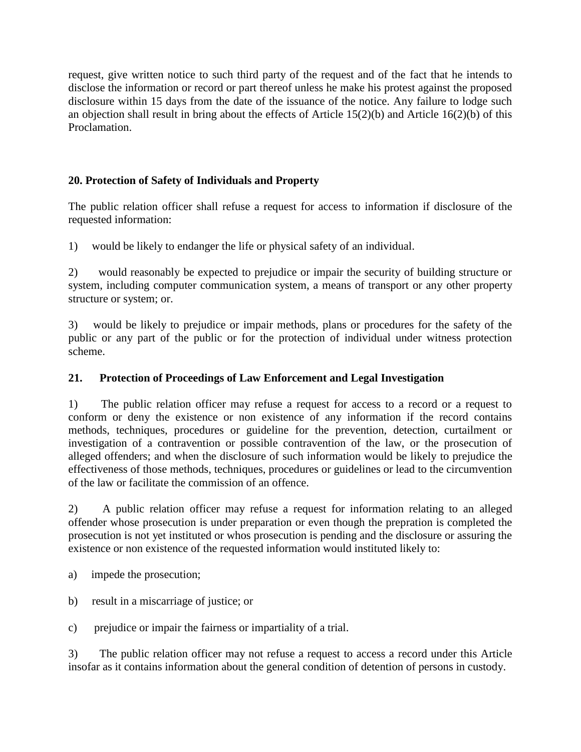request, give written notice to such third party of the request and of the fact that he intends to disclose the information or record or part thereof unless he make his protest against the proposed disclosure within 15 days from the date of the issuance of the notice. Any failure to lodge such an objection shall result in bring about the effects of Article 15(2)(b) and Article 16(2)(b) of this Proclamation.

**20. Protection of Safety of Individuals and Property**

The public relation officer shall refuse a request for access to information if disclosure of the requested information:

1) would be likely to endanger the life or physical safety of an individual.

2) would reasonably be expected to prejudice or impair the security of building structure or system, including computer communication system, a means of transport or any other property structure or system; or.

3) would be likely to prejudice or impair methods, plans or procedures for the safety of the public or any part of the public or for the protection of individual under witness protection scheme.

**21. Protection of Proceedings of Law Enforcement and Legal Investigation**

1) The public relation officer may refuse a request for access to a record or a request to conform or deny the existence or non existence of any information if the record contains methods, techniques, procedures or guideline for the prevention, detection, curtailment or investigation of a contravention or possible contravention of the law, or the prosecution of alleged offenders; and when the disclosure of such information would be likely to prejudice the effectiveness of those methods, techniques, procedures or guidelines or lead to the circumvention of the law or facilitate the commission of an offence.

2) A public relation officer may refuse a request for information relating to an alleged offender whose prosecution is under preparation or even though the prepration is completed the prosecution is not yet instituted or whos prosecution is pending and the disclosure or assuring the existence or non existence of the requested information would instituted likely to:

a) impede the prosecution;

b) result in a miscarriage of justice; or

c) prejudice or impair the fairness or impartiality of a trial.

3) The public relation officer may not refuse a request to access a record under this Article insofar as it contains information about the general condition of detention of persons in custody.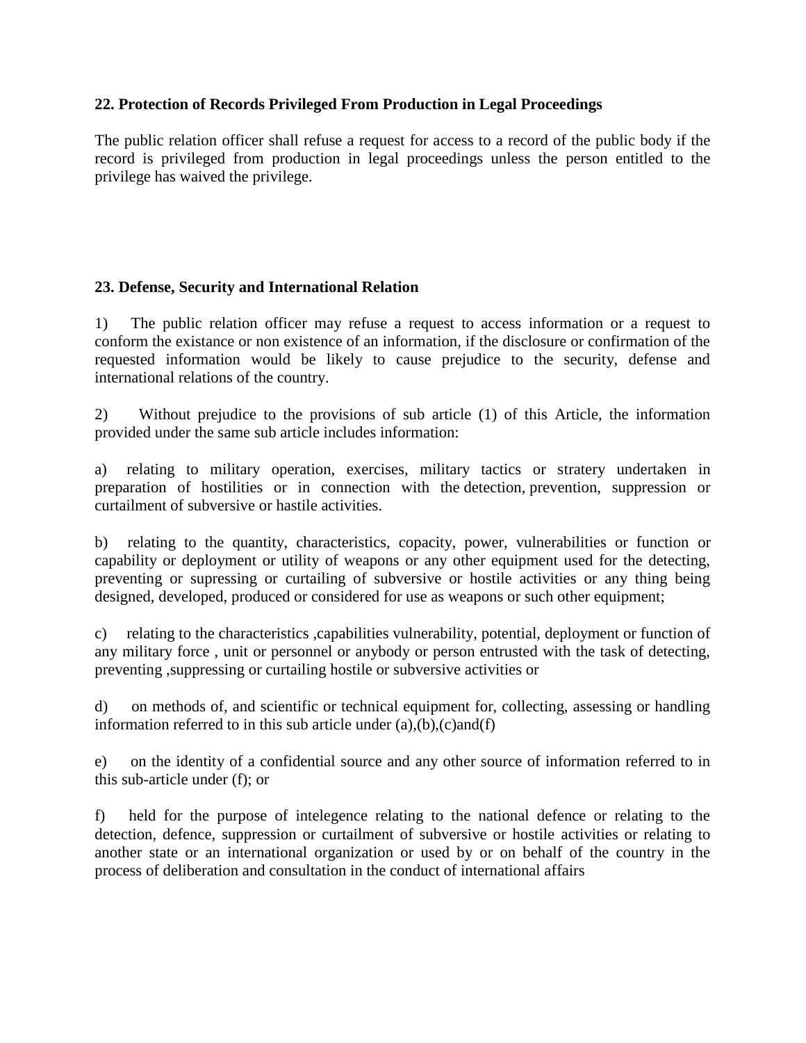**22. Protection of Records Privileged From Production in Legal Proceedings**

The public relation officer shall refuse a request for access to a record of the public body if the record is privileged from production in legal proceedings unless the person entitled to the privilege has waived the privilege.

**23. Defense, Security and International Relation**

1) The public relation officer may refuse a request to access information or a request to conform the existance or non existence of an information, if the disclosure or confirmation of the requested information would be likely to cause prejudice to the security, defense and international relations of the country.

2) Without prejudice to the provisions of sub article (1) of this Article, the information provided under the same sub article includes information:

a) relating to military operation, exercises, military tactics or stratery undertaken in preparation of hostilities or in connection with the detection, prevention, suppression or curtailment of subversive or hastile activities.

b) relating to the quantity, characteristics, copacity, power, vulnerabilities or function or capability or deployment or utility of weapons or any other equipment used for the detecting, preventing or supressing or curtailing of subversive or hostile activities or any thing being designed, developed, produced or considered for use as weapons or such other equipment;

c) relating to the characteristics ,capabilities vulnerability, potential, deployment or function of any military force , unit or personnel or anybody or person entrusted with the task of detecting, preventing ,suppressing or curtailing hostile or subversive activities or

d) on methods of, and scientific or technical equipment for, collecting, assessing or handling information referred to in this sub article under (a),(b),(c)and(f)

e) on the identity of a confidential source and any other source of information referred to in this sub-article under (f); or

f) held for the purpose of intelegence relating to the national defence or relating to the detection, defence, suppression or curtailment of subversive or hostile activities or relating to another state or an international organization or used by or on behalf of the country in the process of deliberation and consultation in the conduct of international affairs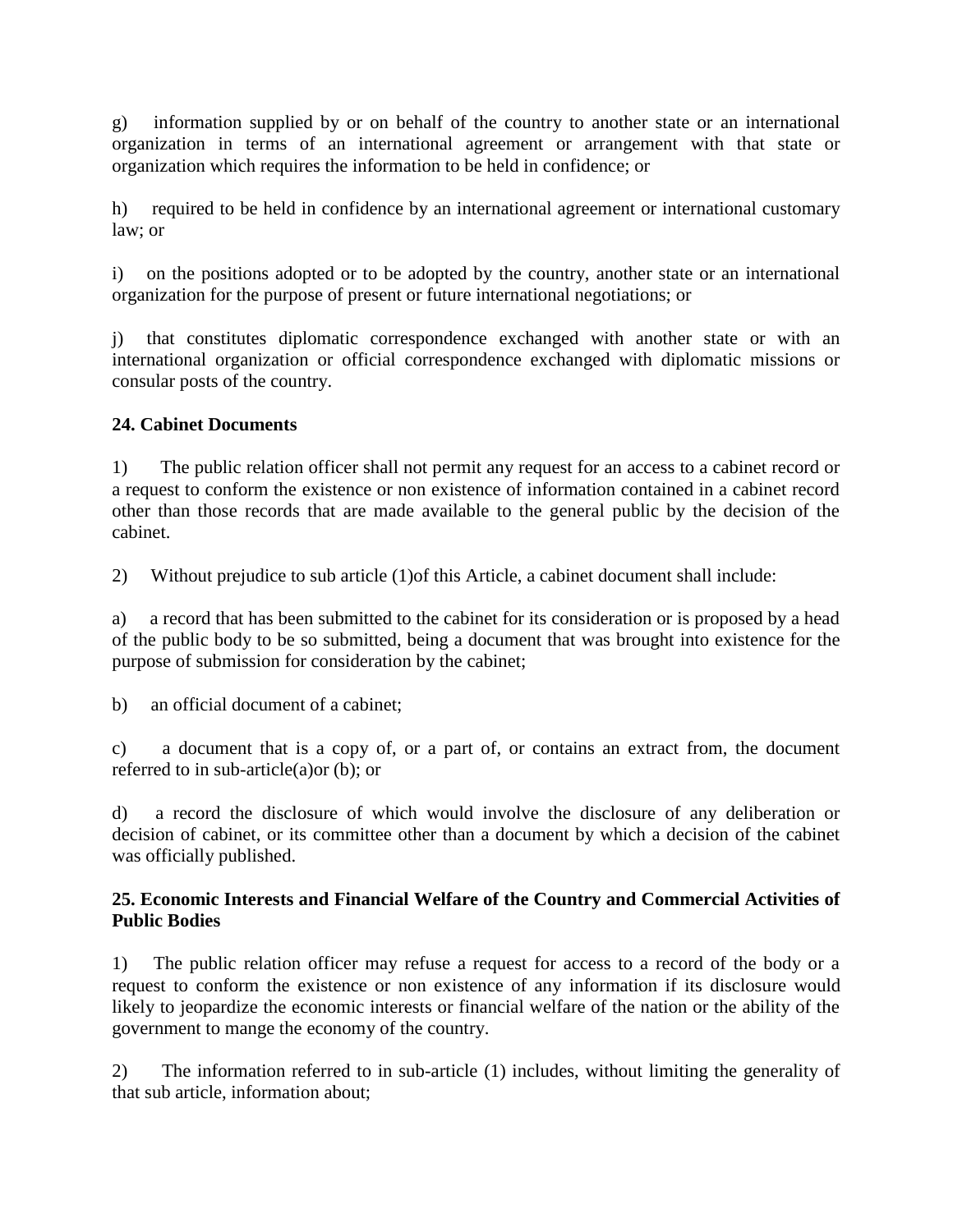g) information supplied by or on behalf of the country to another state or an international organization in terms of an international agreement or arrangement with that state or organization which requires the information to be held in confidence; or

h) required to be held in confidence by an international agreement or international customary law; or

i) on the positions adopted or to be adopted by the country, another state or an international organization for the purpose of present or future international negotiations; or

j) that constitutes diplomatic correspondence exchanged with another state or with an international organization or official correspondence exchanged with diplomatic missions or consular posts of the country.

**24. Cabinet Documents**

1) The public relation officer shall not permit any request for an access to a cabinet record or a request to conform the existence or non existence of information contained in a cabinet record other than those records that are made available to the general public by the decision of the cabinet.

2) Without prejudice to sub article (1)of this Article, a cabinet document shall include:

a) a record that has been submitted to the cabinet for its consideration or is proposed by a head of the public body to be so submitted, being a document that was brought into existence for the purpose of submission for consideration by the cabinet;

b) an official document of a cabinet;

c) a document that is a copy of, or a part of, or contains an extract from, the document referred to in sub-article(a)or (b); or

d) a record the disclosure of which would involve the disclosure of any deliberation or decision of cabinet, or its committee other than a document by which a decision of the cabinet was officially published.

**25. Economic Interests and Financial Welfare of the Country and Commercial Activities of Public Bodies**

1) The public relation officer may refuse a request for access to a record of the body or a request to conform the existence or non existence of any information if its disclosure would likely to jeopardize the economic interests or financial welfare of the nation or the ability of the government to mange the economy of the country.

2) The information referred to in sub-article (1) includes, without limiting the generality of that sub article, information about;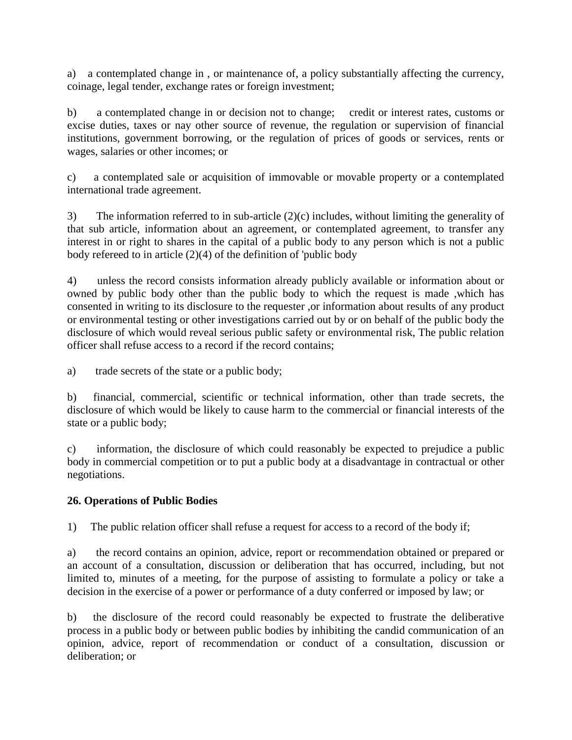a) a contemplated change in , or maintenance of, a policy substantially affecting the currency, coinage, legal tender, exchange rates or foreign investment;

b) a contemplated change in or decision not to change; credit or interest rates, customs or excise duties, taxes or nay other source of revenue, the regulation or supervision of financial institutions, government borrowing, or the regulation of prices of goods or services, rents or wages, salaries or other incomes; or

c) a contemplated sale or acquisition of immovable or movable property or a contemplated international trade agreement.

3) The information referred to in sub-article (2)(c) includes, without limiting the generality of that sub article, information about an agreement, or contemplated agreement, to transfer any interest in or right to shares in the capital of a public body to any person which is not a public body refereed to in article (2)(4) of the definition of 'public body

4) unless the record consists information already publicly available or information about or owned by public body other than the public body to which the request is made ,which has consented in writing to its disclosure to the requester ,or information about results of any product or environmental testing or other investigations carried out by or on behalf of the public body the disclosure of which would reveal serious public safety or environmental risk, The public relation officer shall refuse access to a record if the record contains;

a) trade secrets of the state or a public body;

b) financial, commercial, scientific or technical information, other than trade secrets, the disclosure of which would be likely to cause harm to the commercial or financial interests of the state or a public body;

c) information, the disclosure of which could reasonably be expected to prejudice a public body in commercial competition or to put a public body at a disadvantage in contractual or other negotiations.

**26. Operations of Public Bodies**

1) The public relation officer shall refuse a request for access to a record of the body if;

a) the record contains an opinion, advice, report or recommendation obtained or prepared or an account of a consultation, discussion or deliberation that has occurred, including, but not limited to, minutes of a meeting, for the purpose of assisting to formulate a policy or take a decision in the exercise of a power or performance of a duty conferred or imposed by law; or

b) the disclosure of the record could reasonably be expected to frustrate the deliberative process in a public body or between public bodies by inhibiting the candid communication of an opinion, advice, report of recommendation or conduct of a consultation, discussion or deliberation; or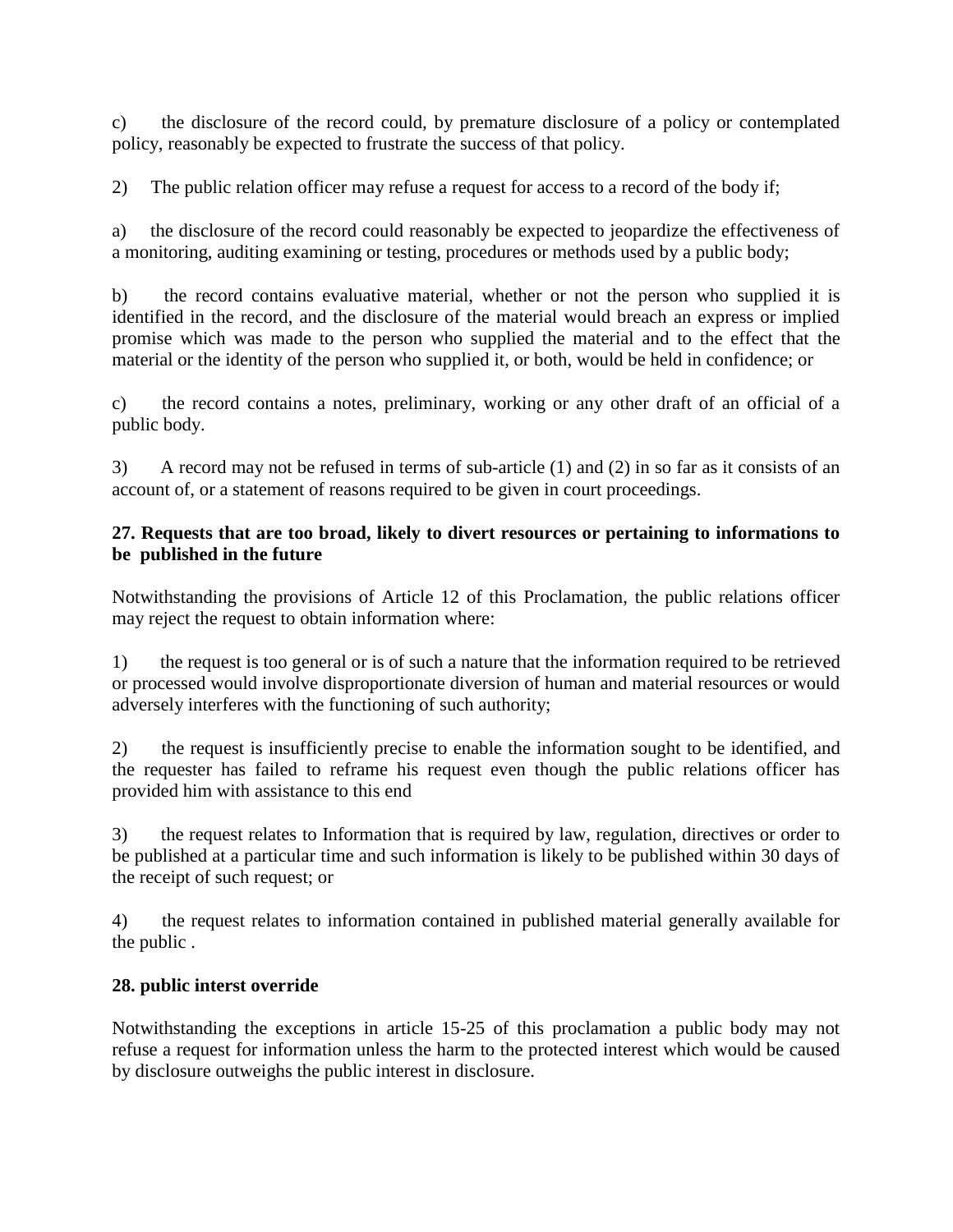c) the disclosure of the record could, by premature disclosure of a policy or contemplated policy, reasonably be expected to frustrate the success of that policy.

2) The public relation officer may refuse a request for access to a record of the body if;

a) the disclosure of the record could reasonably be expected to jeopardize the effectiveness of a monitoring, auditing examining or testing, procedures or methods used by a public body;

b) the record contains evaluative material, whether or not the person who supplied it is identified in the record, and the disclosure of the material would breach an express or implied promise which was made to the person who supplied the material and to the effect that the material or the identity of the person who supplied it, or both, would be held in confidence; or

c) the record contains a notes, preliminary, working or any other draft of an official of a public body.

3) A record may not be refused in terms of sub-article (1) and (2) in so far as it consists of an account of, or a statement of reasons required to be given in court proceedings.

**27. Requests that are too broad, likely to divert resources or pertaining to informations to be published in the future**

Notwithstanding the provisions of Article 12 of this Proclamation, the public relations officer may reject the request to obtain information where:

1) the request is too general or is of such a nature that the information required to be retrieved or processed would involve disproportionate diversion of human and material resources or would adversely interferes with the functioning of such authority;

2) the request is insufficiently precise to enable the information sought to be identified, and the requester has failed to reframe his request even though the public relations officer has provided him with assistance to this end

3) the request relates to Information that is required by law, regulation, directives or order to be published at a particular time and such information is likely to be published within 30 days of the receipt of such request; or

4) the request relates to information contained in published material generally available for the public .

**28. public interst override**

Notwithstanding the exceptions in article 15-25 of this proclamation a public body may not refuse a request for information unless the harm to the protected interest which would be caused by disclosure outweighs the public interest in disclosure.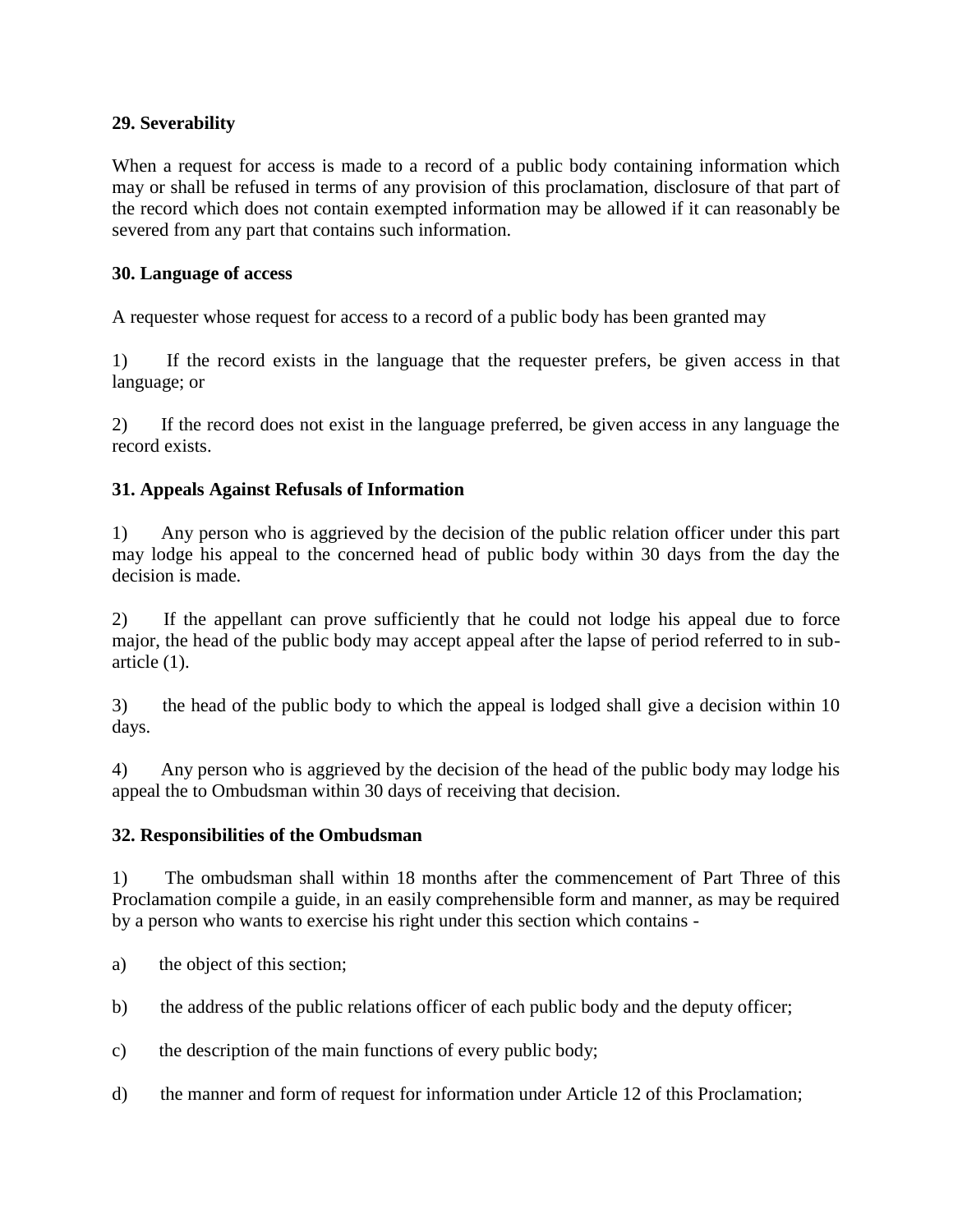**29. Severability**

When a request for access is made to a record of a public body containing information which may or shall be refused in terms of any provision of this proclamation, disclosure of that part of the record which does not contain exempted information may be allowed if it can reasonably be severed from any part that contains such information.

**30. Language of access**

A requester whose request for access to a record of a public body has been granted may

1) If the record exists in the language that the requester prefers, be given access in that language; or

2) If the record does not exist in the language preferred, be given access in any language the record exists.

**31. Appeals Against Refusals of Information**

1) Any person who is aggrieved by the decision of the public relation officer under this part may lodge his appeal to the concerned head of public body within 30 days from the day the decision is made.

2) If the appellant can prove sufficiently that he could not lodge his appeal due to force major, the head of the public body may accept appeal after the lapse of period referred to in sub-article (1).

3) the head of the public body to which the appeal is lodged shall give a decision within 10 days.

4) Any person who is aggrieved by the decision of the head of the public body may lodge his appeal the to Ombudsman within 30 days of receiving that decision.

**32. Responsibilities of the Ombudsman**

1) The ombudsman shall within 18 months after the commencement of Part Three of this Proclamation compile a guide, in an easily comprehensible form and manner, as may be required by a person who wants to exercise his right under this section which contains -

a) the object of this section;

b) the address of the public relations officer of each public body and the deputy officer;

c) the description of the main functions of every public body;

d) the manner and form of request for information under Article 12 of this Proclamation;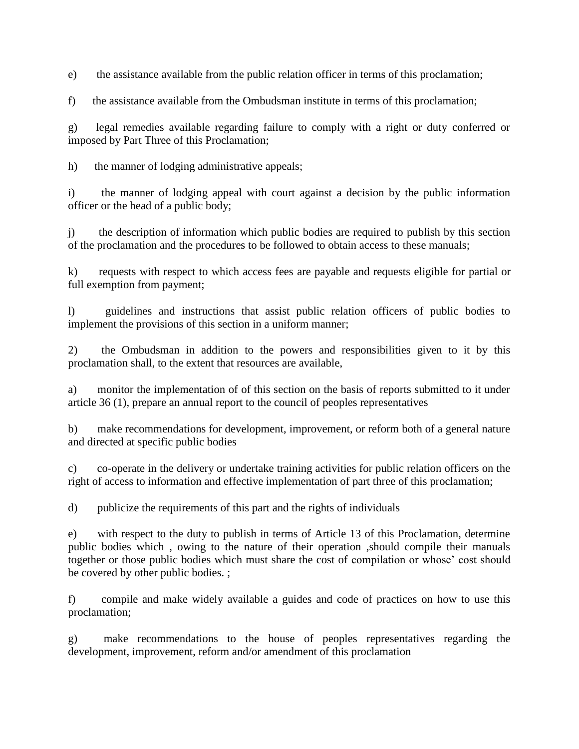e) the assistance available from the public relation officer in terms of this proclamation;

f) the assistance available from the Ombudsman institute in terms of this proclamation;

g) legal remedies available regarding failure to comply with a right or duty conferred or imposed by Part Three of this Proclamation;

h) the manner of lodging administrative appeals;

i) the manner of lodging appeal with court against a decision by the public information officer or the head of a public body;

j) the description of information which public bodies are required to publish by this section of the proclamation and the procedures to be followed to obtain access to these manuals;

k) requests with respect to which access fees are payable and requests eligible for partial or full exemption from payment;

l) guidelines and instructions that assist public relation officers of public bodies to implement the provisions of this section in a uniform manner;

2) the Ombudsman in addition to the powers and responsibilities given to it by this proclamation shall, to the extent that resources are available,

a) monitor the implementation of of this section on the basis of reports submitted to it under article 36 (1), prepare an annual report to the council of peoples representatives

b) make recommendations for development, improvement, or reform both of a general nature and directed at specific public bodies

c) co-operate in the delivery or undertake training activities for public relation officers on the right of access to information and effective implementation of part three of this proclamation;

d) publicize the requirements of this part and the rights of individuals

e) with respect to the duty to publish in terms of Article 13 of this Proclamation, determine public bodies which , owing to the nature of their operation ,should compile their manuals together or those public bodies which must share the cost of compilation or whose' cost should be covered by other public bodies. ;

f) compile and make widely available a guides and code of practices on how to use this proclamation;

g) make recommendations to the house of peoples representatives regarding the development, improvement, reform and/or amendment of this proclamation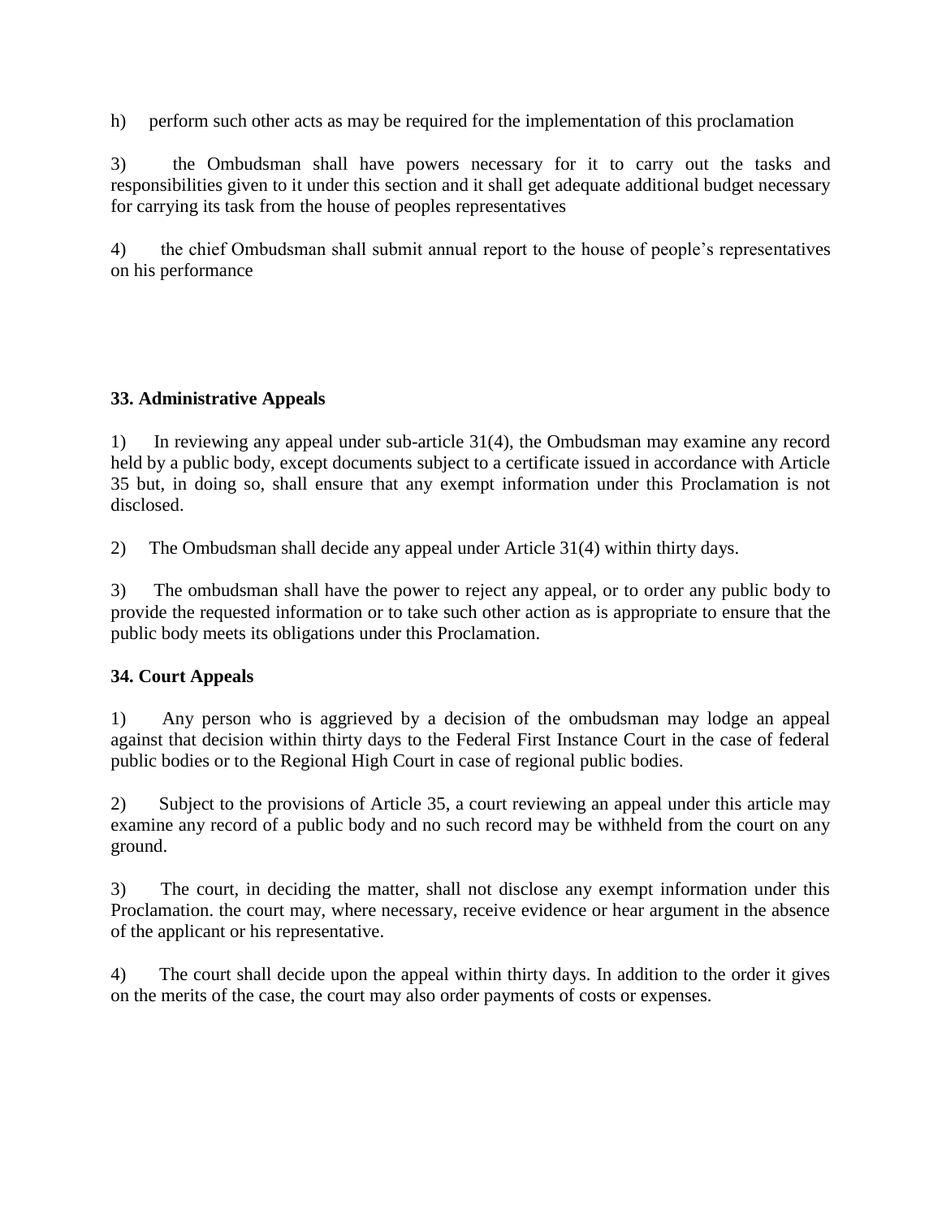h) perform such other acts as may be required for the implementation of this proclamation

3) the Ombudsman shall have powers necessary for it to carry out the tasks and responsibilities given to it under this section and it shall get adequate additional budget necessary for carrying its task from the house of peoples representatives

4) the chief Ombudsman shall submit annual report to the house of people's representatives on his performance

**33. Administrative Appeals**

1) In reviewing any appeal under sub-article 31(4), the Ombudsman may examine any record held by a public body, except documents subject to a certificate issued in accordance with Article 35 but, in doing so, shall ensure that any exempt information under this Proclamation is not disclosed.

2) The Ombudsman shall decide any appeal under Article 31(4) within thirty days.

3) The ombudsman shall have the power to reject any appeal, or to order any public body to provide the requested information or to take such other action as is appropriate to ensure that the public body meets its obligations under this Proclamation.

**34. Court Appeals**

1) Any person who is aggrieved by a decision of the ombudsman may lodge an appeal against that decision within thirty days to the Federal First Instance Court in the case of federal public bodies or to the Regional High Court in case of regional public bodies.

2) Subject to the provisions of Article 35, a court reviewing an appeal under this article may examine any record of a public body and no such record may be withheld from the court on any ground.

3) The court, in deciding the matter, shall not disclose any exempt information under this Proclamation. the court may, where necessary, receive evidence or hear argument in the absence of the applicant or his representative.

4) The court shall decide upon the appeal within thirty days. In addition to the order it gives on the merits of the case, the court may also order payments of costs or expenses.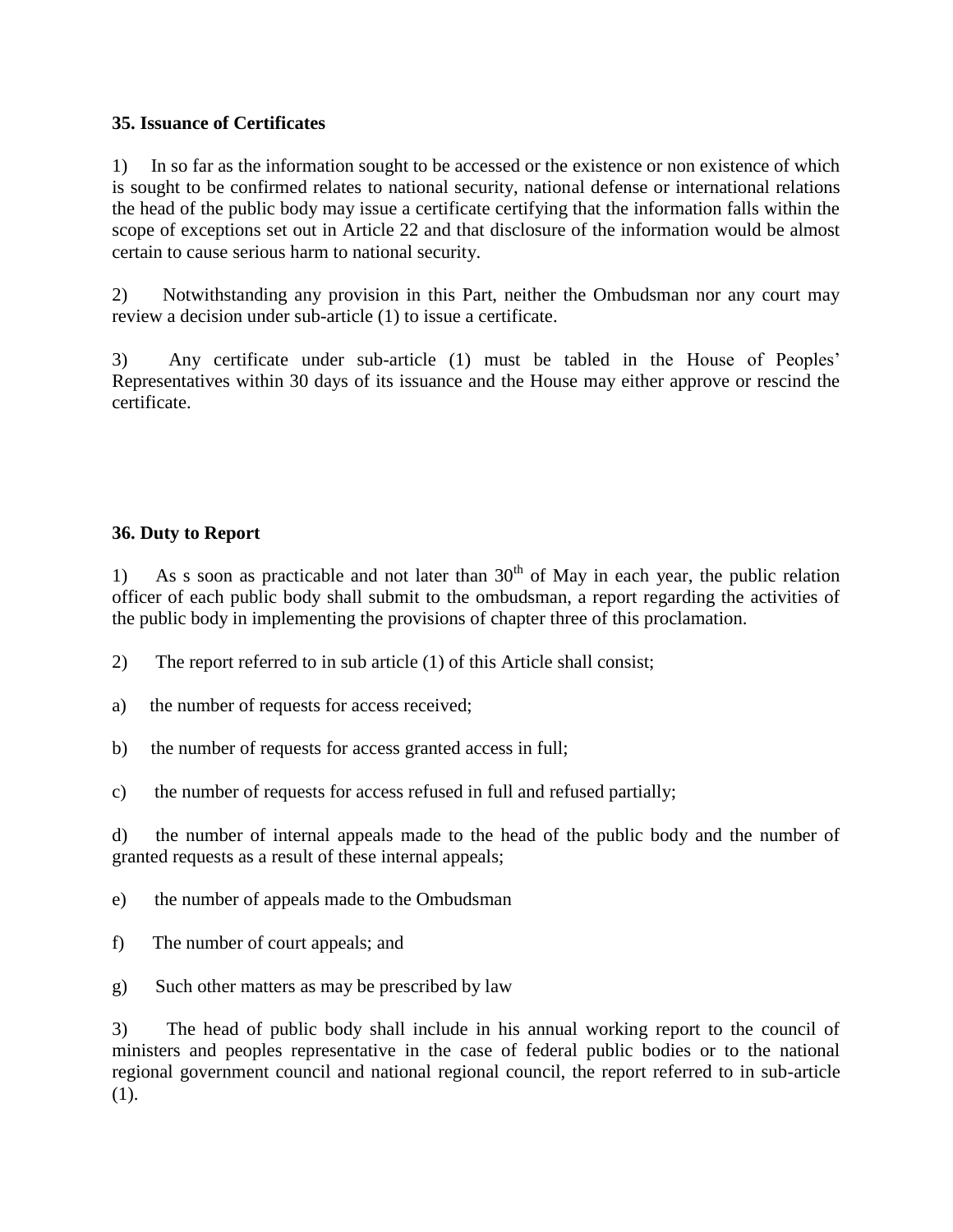**35. Issuance of Certificates**

1) In so far as the information sought to be accessed or the existence or non existence of which is sought to be confirmed relates to national security, national defense or international relations the head of the public body may issue a certificate certifying that the information falls within the scope of exceptions set out in Article 22 and that disclosure of the information would be almost certain to cause serious harm to national security.

2) Notwithstanding any provision in this Part, neither the Ombudsman nor any court may review a decision under sub-article (1) to issue a certificate.

3) Any certificate under sub-article (1) must be tabled in the House of Peoples' Representatives within 30 days of its issuance and the House may either approve or rescind the certificate.

**36. Duty to Report**

1) As s soon as practicable and not later than 30th of May in each year, the public relation officer of each public body shall submit to the ombudsman, a report regarding the activities of the public body in implementing the provisions of chapter three of this proclamation.

2) The report referred to in sub article (1) of this Article shall consist;

a) the number of requests for access received;

b) the number of requests for access granted access in full;

c) the number of requests for access refused in full and refused partially;

d) the number of internal appeals made to the head of the public body and the number of granted requests as a result of these internal appeals;

e) the number of appeals made to the Ombudsman

f) The number of court appeals; and

g) Such other matters as may be prescribed by law

3) The head of public body shall include in his annual working report to the council of ministers and peoples representative in the case of federal public bodies or to the national regional government council and national regional council, the report referred to in sub-article (1).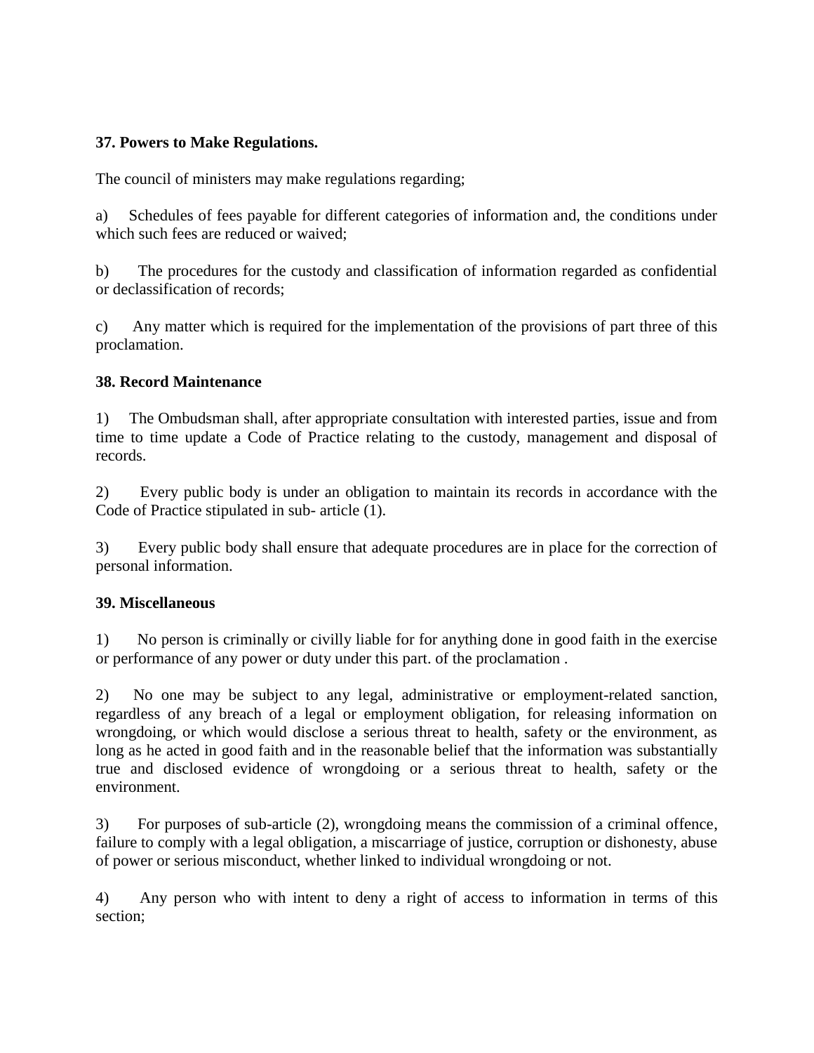**37. Powers to Make Regulations.**

The council of ministers may make regulations regarding;

a) Schedules of fees payable for different categories of information and, the conditions under which such fees are reduced or waived;

b) The procedures for the custody and classification of information regarded as confidential or declassification of records;

c) Any matter which is required for the implementation of the provisions of part three of this proclamation.

**38. Record Maintenance**

1) The Ombudsman shall, after appropriate consultation with interested parties, issue and from time to time update a Code of Practice relating to the custody, management and disposal of records.

2) Every public body is under an obligation to maintain its records in accordance with the Code of Practice stipulated in sub- article (1).

3) Every public body shall ensure that adequate procedures are in place for the correction of personal information.

**39. Miscellaneous**

1) No person is criminally or civilly liable for for anything done in good faith in the exercise or performance of any power or duty under this part. of the proclamation .

2) No one may be subject to any legal, administrative or employment-related sanction, regardless of any breach of a legal or employment obligation, for releasing information on wrongdoing, or which would disclose a serious threat to health, safety or the environment, as long as he acted in good faith and in the reasonable belief that the information was substantially true and disclosed evidence of wrongdoing or a serious threat to health, safety or the environment.

3) For purposes of sub-article (2), wrongdoing means the commission of a criminal offence, failure to comply with a legal obligation, a miscarriage of justice, corruption or dishonesty, abuse of power or serious misconduct, whether linked to individual wrongdoing or not.

4) Any person who with intent to deny a right of access to information in terms of this section;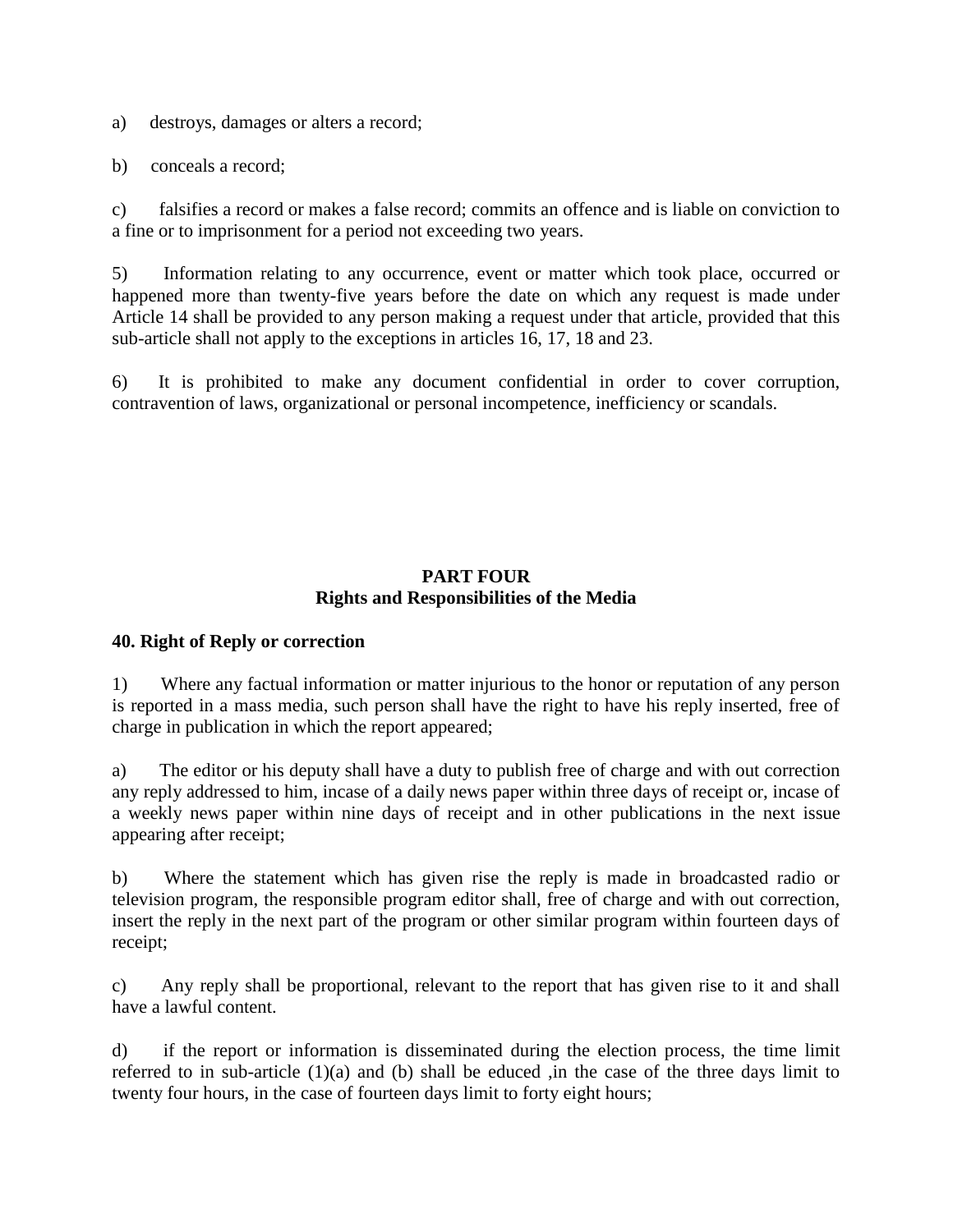a) destroys, damages or alters a record;

b) conceals a record;

c) falsifies a record or makes a false record; commits an offence and is liable on conviction to a fine or to imprisonment for a period not exceeding two years.

5) Information relating to any occurrence, event or matter which took place, occurred or happened more than twenty-five years before the date on which any request is made under Article 14 shall be provided to any person making a request under that article, provided that this sub-article shall not apply to the exceptions in articles 16, 17, 18 and 23.

6) It is prohibited to make any document confidential in order to cover corruption, contravention of laws, organizational or personal incompetence, inefficiency or scandals.

## PART FOUR
## Rights and Responsibilities of the Media

### 40. Right of Reply or correction

1) Where any factual information or matter injurious to the honor or reputation of any person is reported in a mass media, such person shall have the right to have his reply inserted, free of charge in publication in which the report appeared;

a) The editor or his deputy shall have a duty to publish free of charge and with out correction any reply addressed to him, incase of a daily news paper within three days of receipt or, incase of a weekly news paper within nine days of receipt and in other publications in the next issue appearing after receipt;

b) Where the statement which has given rise the reply is made in broadcasted radio or television program, the responsible program editor shall, free of charge and with out correction, insert the reply in the next part of the program or other similar program within fourteen days of receipt;

c) Any reply shall be proportional, relevant to the report that has given rise to it and shall have a lawful content.

d) if the report or information is disseminated during the election process, the time limit referred to in sub-article (1)(a) and (b) shall be educed ,in the case of the three days limit to twenty four hours, in the case of fourteen days limit to forty eight hours;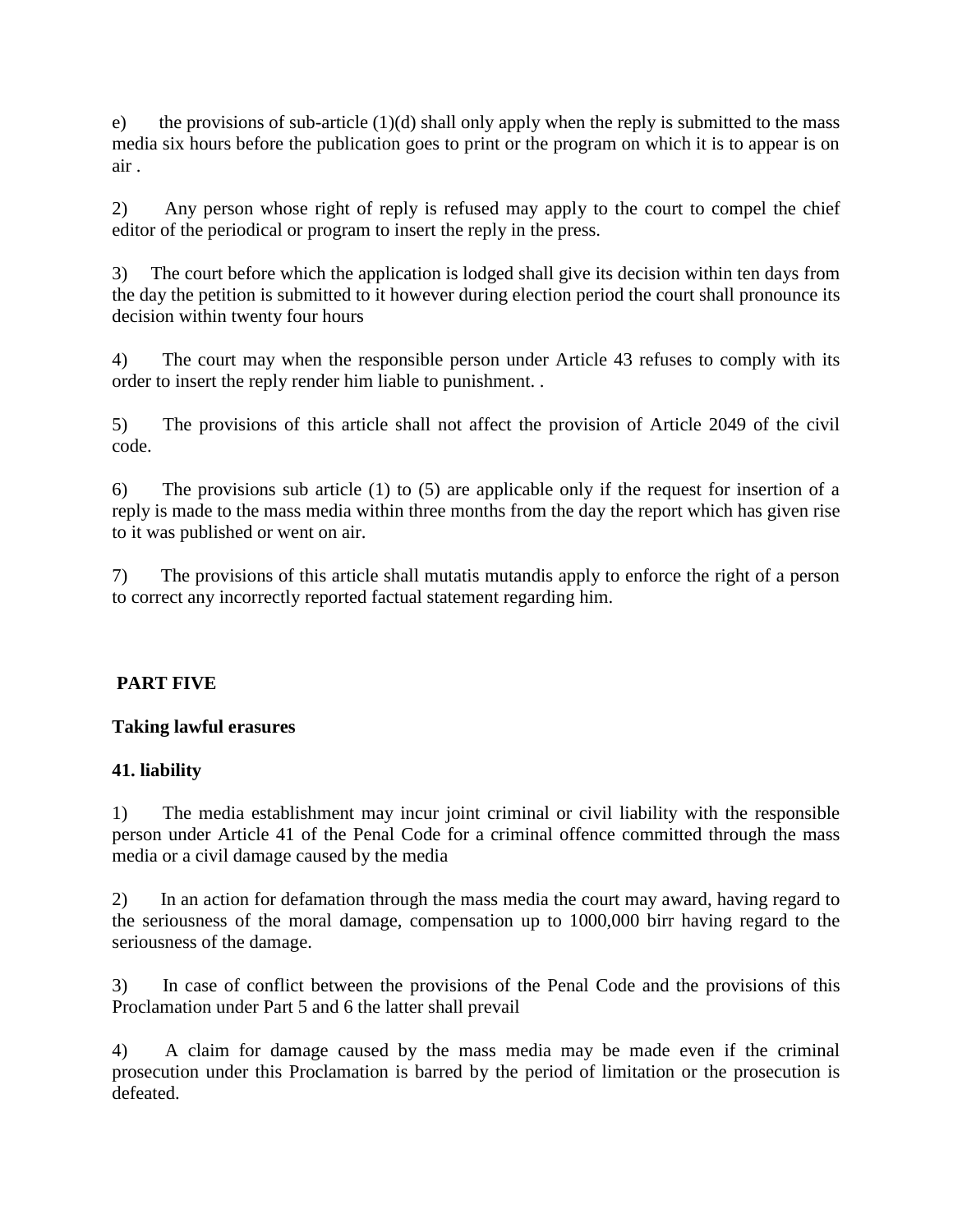e) the provisions of sub-article (1)(d) shall only apply when the reply is submitted to the mass media six hours before the publication goes to print or the program on which it is to appear is on air .

2) Any person whose right of reply is refused may apply to the court to compel the chief editor of the periodical or program to insert the reply in the press.

3) The court before which the application is lodged shall give its decision within ten days from the day the petition is submitted to it however during election period the court shall pronounce its decision within twenty four hours

4) The court may when the responsible person under Article 43 refuses to comply with its order to insert the reply render him liable to punishment. .

5) The provisions of this article shall not affect the provision of Article 2049 of the civil code.

6) The provisions sub article (1) to (5) are applicable only if the request for insertion of a reply is made to the mass media within three months from the day the report which has given rise to it was published or went on air.

7) The provisions of this article shall mutatis mutandis apply to enforce the right of a person to correct any incorrectly reported factual statement regarding him.

## PART FIVE

**Taking lawful erasures**

### 41. liability

1) The media establishment may incur joint criminal or civil liability with the responsible person under Article 41 of the Penal Code for a criminal offence committed through the mass media or a civil damage caused by the media

2) In an action for defamation through the mass media the court may award, having regard to the seriousness of the moral damage, compensation up to 1000,000 birr having regard to the seriousness of the damage.

3) In case of conflict between the provisions of the Penal Code and the provisions of this Proclamation under Part 5 and 6 the latter shall prevail

4) A claim for damage caused by the mass media may be made even if the criminal prosecution under this Proclamation is barred by the period of limitation or the prosecution is defeated.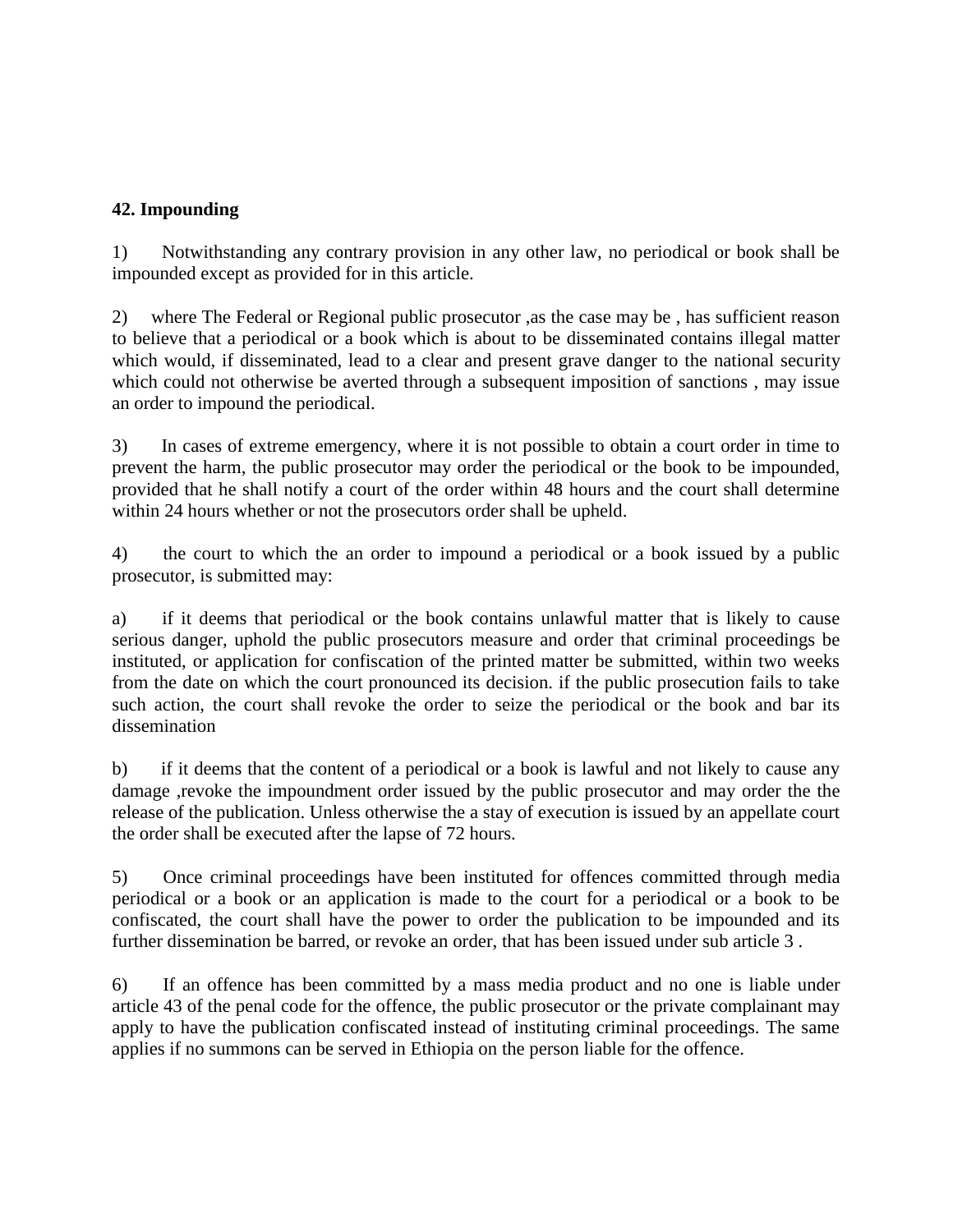**42. Impounding**

1) Notwithstanding any contrary provision in any other law, no periodical or book shall be impounded except as provided for in this article.

2) where The Federal or Regional public prosecutor ,as the case may be , has sufficient reason to believe that a periodical or a book which is about to be disseminated contains illegal matter which would, if disseminated, lead to a clear and present grave danger to the national security which could not otherwise be averted through a subsequent imposition of sanctions , may issue an order to impound the periodical.

3) In cases of extreme emergency, where it is not possible to obtain a court order in time to prevent the harm, the public prosecutor may order the periodical or the book to be impounded, provided that he shall notify a court of the order within 48 hours and the court shall determine within 24 hours whether or not the prosecutors order shall be upheld.

4) the court to which the an order to impound a periodical or a book issued by a public prosecutor, is submitted may:

a) if it deems that periodical or the book contains unlawful matter that is likely to cause serious danger, uphold the public prosecutors measure and order that criminal proceedings be instituted, or application for confiscation of the printed matter be submitted, within two weeks from the date on which the court pronounced its decision. if the public prosecution fails to take such action, the court shall revoke the order to seize the periodical or the book and bar its dissemination

b) if it deems that the content of a periodical or a book is lawful and not likely to cause any damage ,revoke the impoundment order issued by the public prosecutor and may order the the release of the publication. Unless otherwise the a stay of execution is issued by an appellate court the order shall be executed after the lapse of 72 hours.

5) Once criminal proceedings have been instituted for offences committed through media periodical or a book or an application is made to the court for a periodical or a book to be confiscated, the court shall have the power to order the publication to be impounded and its further dissemination be barred, or revoke an order, that has been issued under sub article 3 .

6) If an offence has been committed by a mass media product and no one is liable under article 43 of the penal code for the offence, the public prosecutor or the private complainant may apply to have the publication confiscated instead of instituting criminal proceedings. The same applies if no summons can be served in Ethiopia on the person liable for the offence.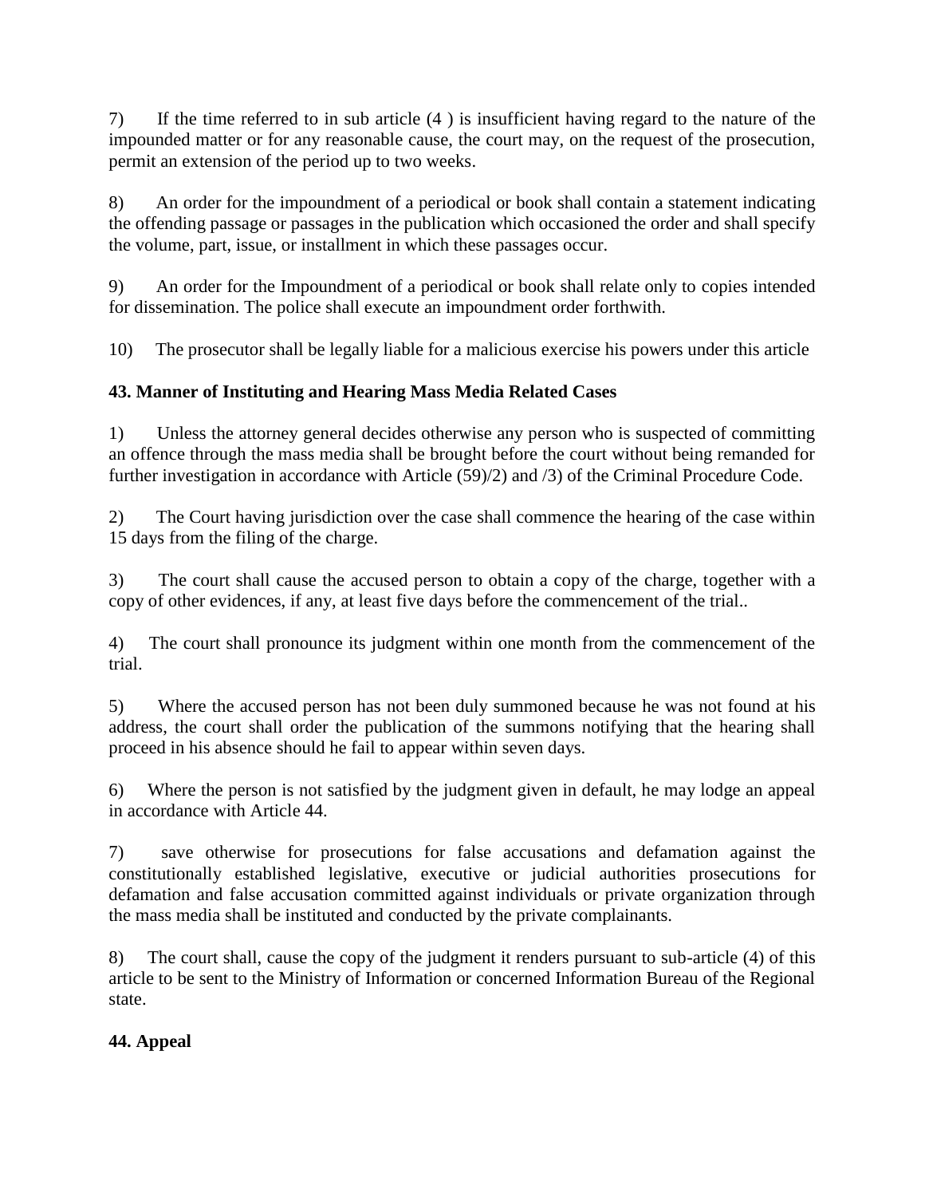7) If the time referred to in sub article (4 ) is insufficient having regard to the nature of the impounded matter or for any reasonable cause, the court may, on the request of the prosecution, permit an extension of the period up to two weeks.

8) An order for the impoundment of a periodical or book shall contain a statement indicating the offending passage or passages in the publication which occasioned the order and shall specify the volume, part, issue, or installment in which these passages occur.

9) An order for the Impoundment of a periodical or book shall relate only to copies intended for dissemination. The police shall execute an impoundment order forthwith.

10) The prosecutor shall be legally liable for a malicious exercise his powers under this article

**43. Manner of Instituting and Hearing Mass Media Related Cases**

1) Unless the attorney general decides otherwise any person who is suspected of committing an offence through the mass media shall be brought before the court without being remanded for further investigation in accordance with Article (59)/2) and /3) of the Criminal Procedure Code.

2) The Court having jurisdiction over the case shall commence the hearing of the case within 15 days from the filing of the charge.

3) The court shall cause the accused person to obtain a copy of the charge, together with a copy of other evidences, if any, at least five days before the commencement of the trial..

4) The court shall pronounce its judgment within one month from the commencement of the trial.

5) Where the accused person has not been duly summoned because he was not found at his address, the court shall order the publication of the summons notifying that the hearing shall proceed in his absence should he fail to appear within seven days.

6) Where the person is not satisfied by the judgment given in default, he may lodge an appeal in accordance with Article 44.

7) save otherwise for prosecutions for false accusations and defamation against the constitutionally established legislative, executive or judicial authorities prosecutions for defamation and false accusation committed against individuals or private organization through the mass media shall be instituted and conducted by the private complainants.

8) The court shall, cause the copy of the judgment it renders pursuant to sub-article (4) of this article to be sent to the Ministry of Information or concerned Information Bureau of the Regional state.

**44. Appeal**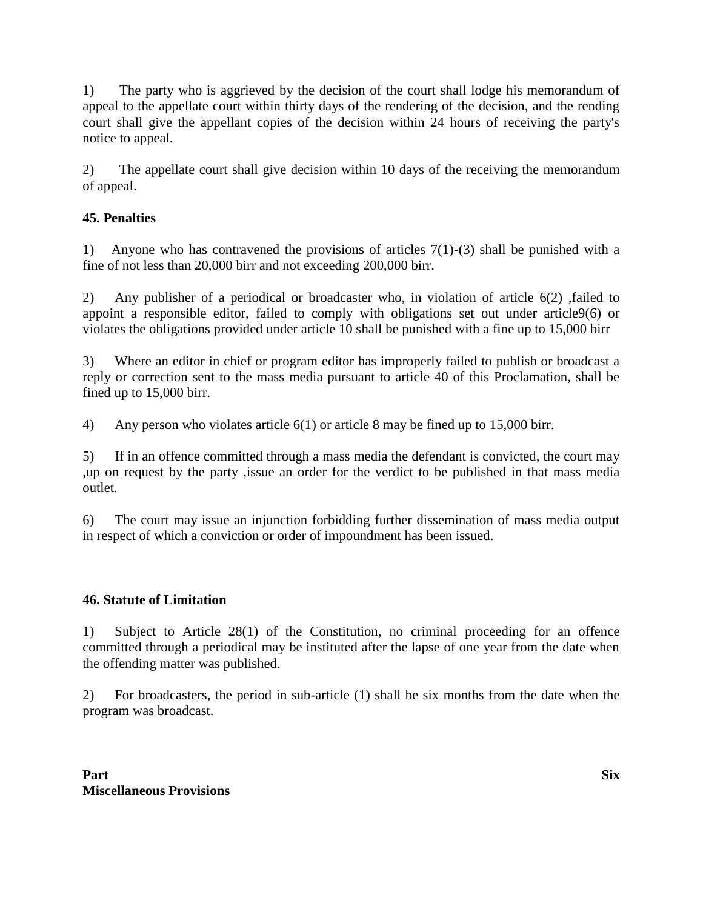1) The party who is aggrieved by the decision of the court shall lodge his memorandum of appeal to the appellate court within thirty days of the rendering of the decision, and the rending court shall give the appellant copies of the decision within 24 hours of receiving the party's notice to appeal.

2) The appellate court shall give decision within 10 days of the receiving the memorandum of appeal.

**45. Penalties**

1) Anyone who has contravened the provisions of articles 7(1)-(3) shall be punished with a fine of not less than 20,000 birr and not exceeding 200,000 birr.

2) Any publisher of a periodical or broadcaster who, in violation of article 6(2) ,failed to appoint a responsible editor, failed to comply with obligations set out under article9(6) or violates the obligations provided under article 10 shall be punished with a fine up to 15,000 birr

3) Where an editor in chief or program editor has improperly failed to publish or broadcast a reply or correction sent to the mass media pursuant to article 40 of this Proclamation, shall be fined up to 15,000 birr.

4) Any person who violates article 6(1) or article 8 may be fined up to 15,000 birr.

5) If in an offence committed through a mass media the defendant is convicted, the court may ,up on request by the party ,issue an order for the verdict to be published in that mass media outlet.

6) The court may issue an injunction forbidding further dissemination of mass media output in respect of which a conviction or order of impoundment has been issued.

**46. Statute of Limitation**

1) Subject to Article 28(1) of the Constitution, no criminal proceeding for an offence committed through a periodical may be instituted after the lapse of one year from the date when the offending matter was published.

2) For broadcasters, the period in sub-article (1) shall be six months from the date when the program was broadcast.

**Part Six**
**Miscellaneous Provisions**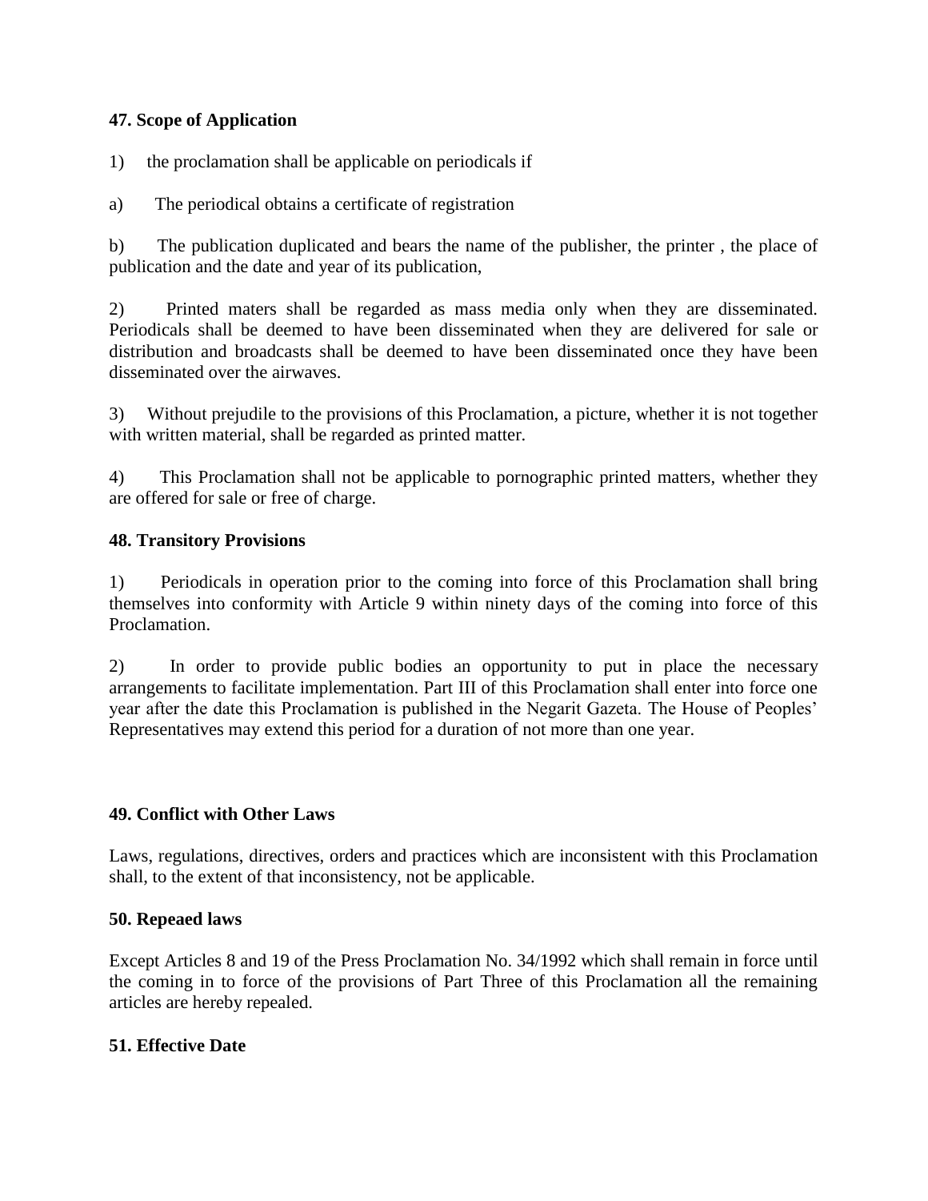**47. Scope of Application**

1) the proclamation shall be applicable on periodicals if

a) The periodical obtains a certificate of registration

b) The publication duplicated and bears the name of the publisher, the printer , the place of publication and the date and year of its publication,

2) Printed maters shall be regarded as mass media only when they are disseminated. Periodicals shall be deemed to have been disseminated when they are delivered for sale or distribution and broadcasts shall be deemed to have been disseminated once they have been disseminated over the airwaves.

3) Without prejudile to the provisions of this Proclamation, a picture, whether it is not together with written material, shall be regarded as printed matter.

4) This Proclamation shall not be applicable to pornographic printed matters, whether they are offered for sale or free of charge.

**48. Transitory Provisions**

1) Periodicals in operation prior to the coming into force of this Proclamation shall bring themselves into conformity with Article 9 within ninety days of the coming into force of this Proclamation.

2) In order to provide public bodies an opportunity to put in place the necessary arrangements to facilitate implementation. Part III of this Proclamation shall enter into force one year after the date this Proclamation is published in the Negarit Gazeta. The House of Peoples' Representatives may extend this period for a duration of not more than one year.

**49. Conflict with Other Laws**

Laws, regulations, directives, orders and practices which are inconsistent with this Proclamation shall, to the extent of that inconsistency, not be applicable.

**50. Repeaed laws**

Except Articles 8 and 19 of the Press Proclamation No. 34/1992 which shall remain in force until the coming in to force of the provisions of Part Three of this Proclamation all the remaining articles are hereby repealed.

**51. Effective Date**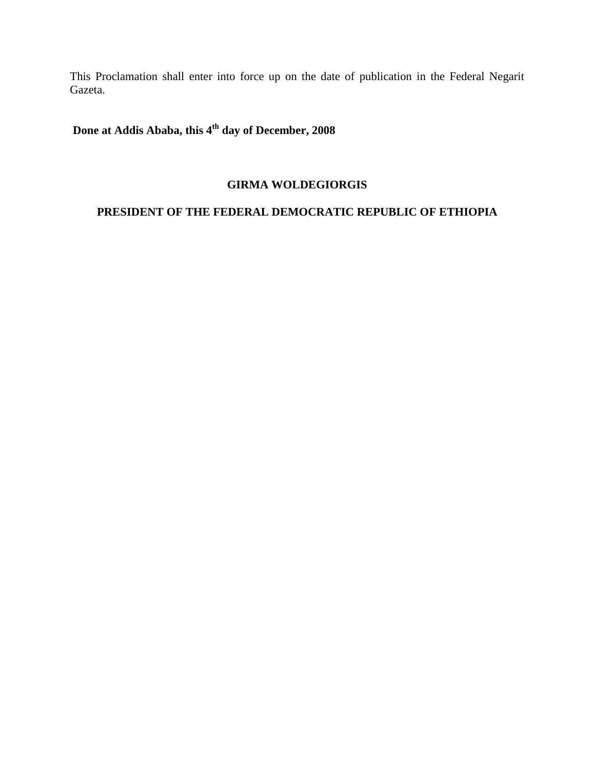This Proclamation shall enter into force up on the date of publication in the Federal Negarit Gazeta.

**Done at Addis Ababa, this 4th day of December, 2008**

**GIRMA WOLDEGIORGIS**

**PRESIDENT OF THE FEDERAL DEMOCRATIC REPUBLIC OF ETHIOPIA**